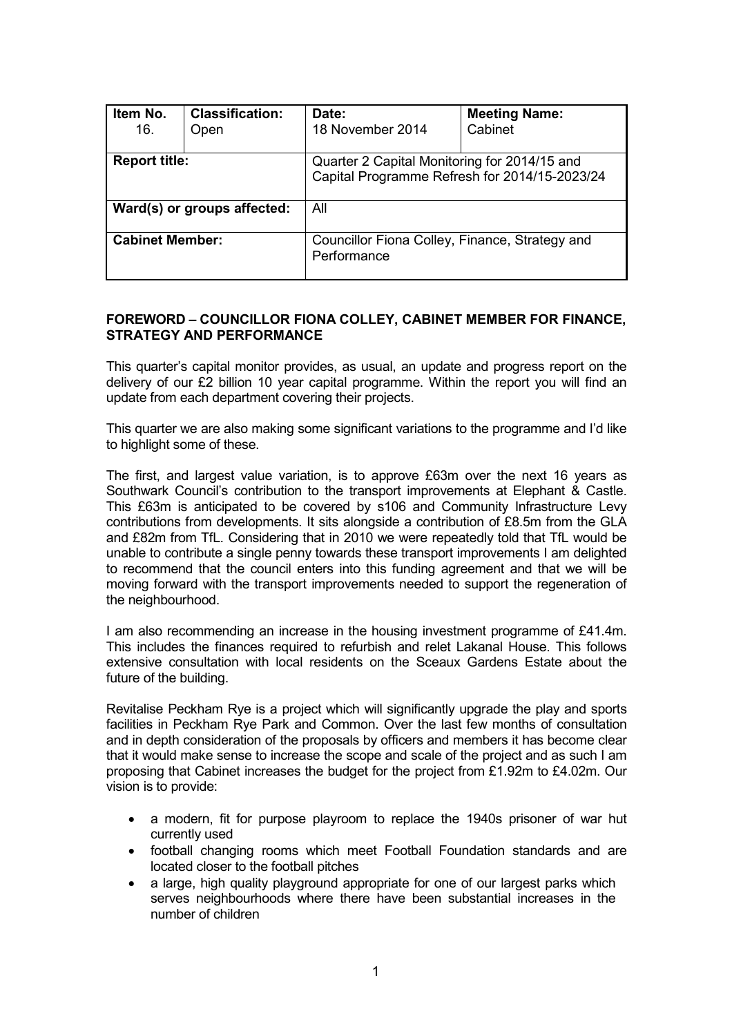| Item No. | Classification: | Date: | Meeting Name: |
| --- | --- | --- | --- |
| 16. | Open | 18 November 2014 | Cabinet |
| Report title: | | Quarter 2 Capital Monitoring for 2014/15 and Capital Programme Refresh for 2014/15-2023/24 | |
| Ward(s) or groups affected: | | All | |
| Cabinet Member: | | Councillor Fiona Colley, Finance, Strategy and Performance | |

**FOREWORD – COUNCILLOR FIONA COLLEY, CABINET MEMBER FOR FINANCE, STRATEGY AND PERFORMANCE**

This quarter's capital monitor provides, as usual, an update and progress report on the delivery of our £2 billion 10 year capital programme. Within the report you will find an update from each department covering their projects.

This quarter we are also making some significant variations to the programme and I'd like to highlight some of these.

The first, and largest value variation, is to approve £63m over the next 16 years as Southwark Council's contribution to the transport improvements at Elephant & Castle. This £63m is anticipated to be covered by s106 and Community Infrastructure Levy contributions from developments. It sits alongside a contribution of £8.5m from the GLA and £82m from TfL. Considering that in 2010 we were repeatedly told that TfL would be unable to contribute a single penny towards these transport improvements I am delighted to recommend that the council enters into this funding agreement and that we will be moving forward with the transport improvements needed to support the regeneration of the neighbourhood.

I am also recommending an increase in the housing investment programme of £41.4m. This includes the finances required to refurbish and relet Lakanal House. This follows extensive consultation with local residents on the Sceaux Gardens Estate about the future of the building.

Revitalise Peckham Rye is a project which will significantly upgrade the play and sports facilities in Peckham Rye Park and Common. Over the last few months of consultation and in depth consideration of the proposals by officers and members it has become clear that it would make sense to increase the scope and scale of the project and as such I am proposing that Cabinet increases the budget for the project from £1.92m to £4.02m. Our vision is to provide:

- a modern, fit for purpose playroom to replace the 1940s prisoner of war hut currently used
- football changing rooms which meet Football Foundation standards and are located closer to the football pitches
- a large, high quality playground appropriate for one of our largest parks which serves neighbourhoods where there have been substantial increases in the number of children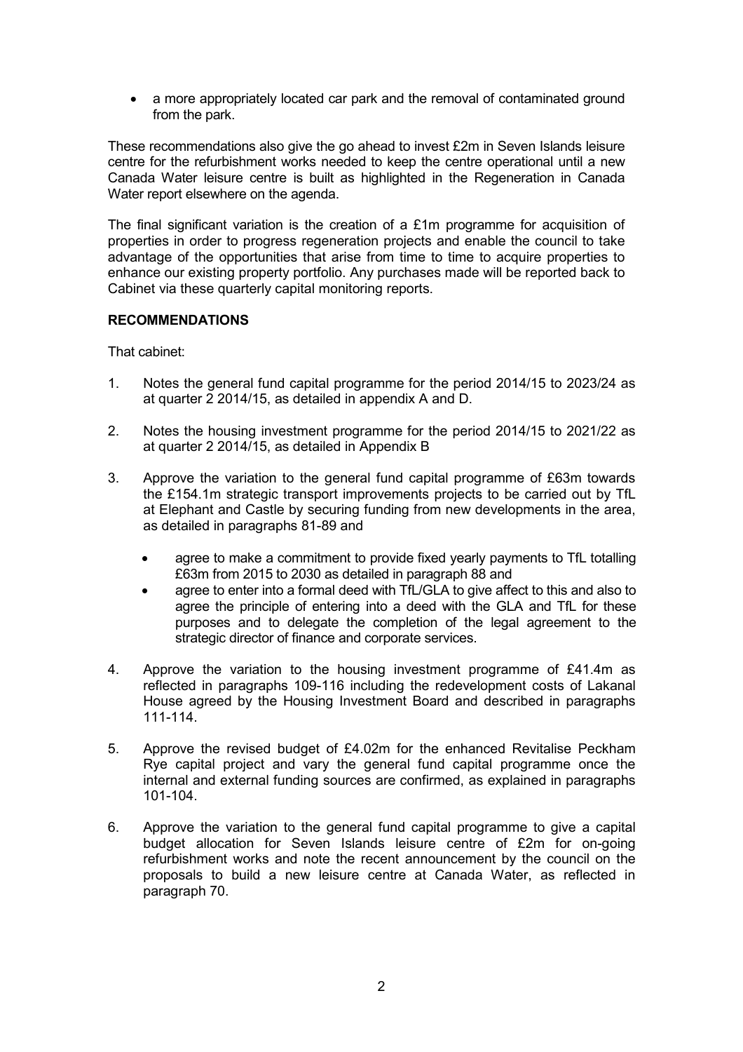- a more appropriately located car park and the removal of contaminated ground from the park.

These recommendations also give the go ahead to invest £2m in Seven Islands leisure centre for the refurbishment works needed to keep the centre operational until a new Canada Water leisure centre is built as highlighted in the Regeneration in Canada Water report elsewhere on the agenda.

The final significant variation is the creation of a £1m programme for acquisition of properties in order to progress regeneration projects and enable the council to take advantage of the opportunities that arise from time to time to acquire properties to enhance our existing property portfolio. Any purchases made will be reported back to Cabinet via these quarterly capital monitoring reports.

**RECOMMENDATIONS**

That cabinet:

1. Notes the general fund capital programme for the period 2014/15 to 2023/24 as at quarter 2 2014/15, as detailed in appendix A and D.

2. Notes the housing investment programme for the period 2014/15 to 2021/22 as at quarter 2 2014/15, as detailed in Appendix B

3. Approve the variation to the general fund capital programme of £63m towards the £154.1m strategic transport improvements projects to be carried out by TfL at Elephant and Castle by securing funding from new developments in the area, as detailed in paragraphs 81-89 and

   - agree to make a commitment to provide fixed yearly payments to TfL totalling £63m from 2015 to 2030 as detailed in paragraph 88 and
   - agree to enter into a formal deed with TfL/GLA to give affect to this and also to agree the principle of entering into a deed with the GLA and TfL for these purposes and to delegate the completion of the legal agreement to the strategic director of finance and corporate services.

4. Approve the variation to the housing investment programme of £41.4m as reflected in paragraphs 109-116 including the redevelopment costs of Lakanal House agreed by the Housing Investment Board and described in paragraphs 111-114.

5. Approve the revised budget of £4.02m for the enhanced Revitalise Peckham Rye capital project and vary the general fund capital programme once the internal and external funding sources are confirmed, as explained in paragraphs 101-104.

6. Approve the variation to the general fund capital programme to give a capital budget allocation for Seven Islands leisure centre of £2m for on-going refurbishment works and note the recent announcement by the council on the proposals to build a new leisure centre at Canada Water, as reflected in paragraph 70.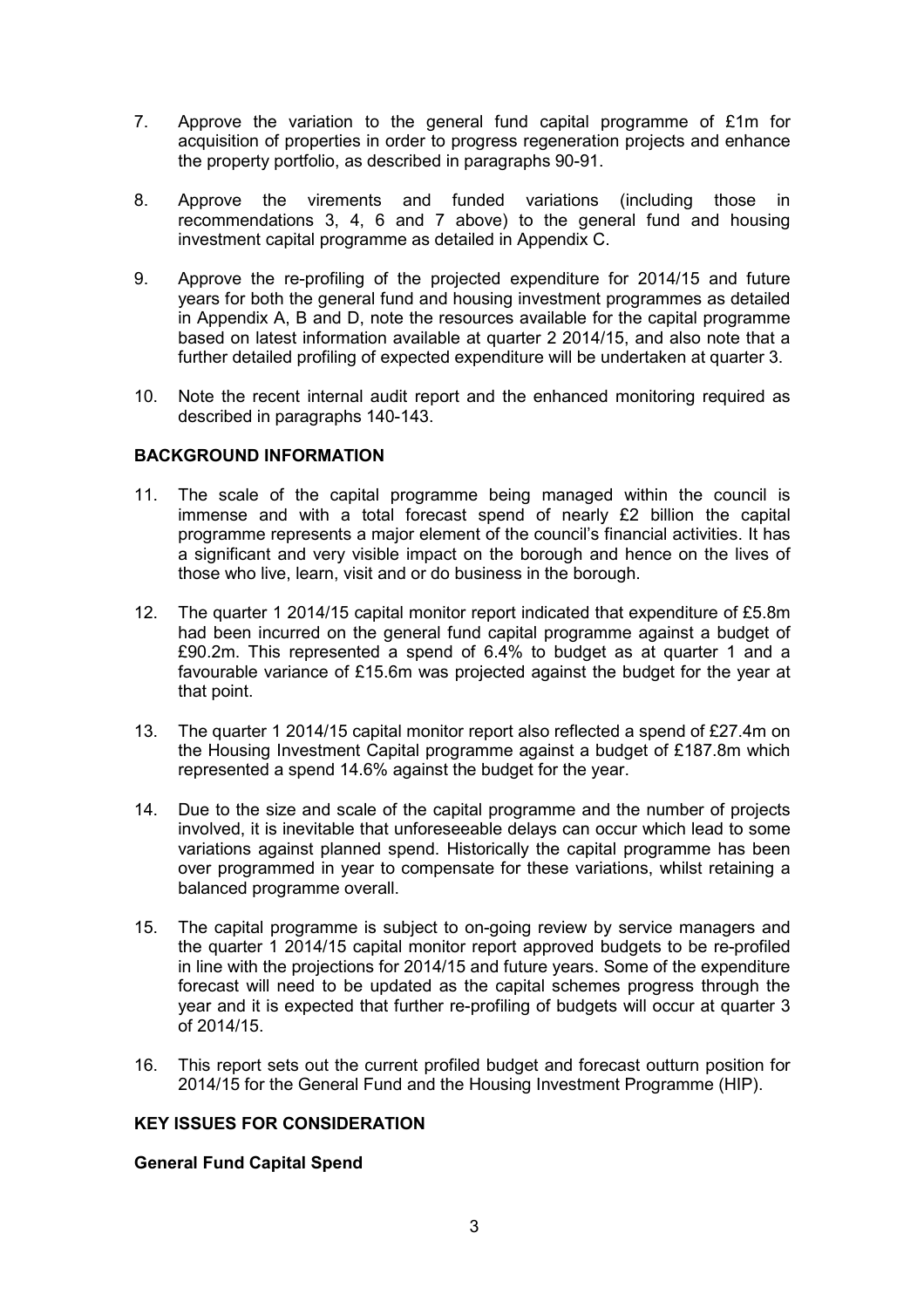7. Approve the variation to the general fund capital programme of £1m for acquisition of properties in order to progress regeneration projects and enhance the property portfolio, as described in paragraphs 90-91.

8. Approve the virements and funded variations (including those in recommendations 3, 4, 6 and 7 above) to the general fund and housing investment capital programme as detailed in Appendix C.

9. Approve the re-profiling of the projected expenditure for 2014/15 and future years for both the general fund and housing investment programmes as detailed in Appendix A, B and D, note the resources available for the capital programme based on latest information available at quarter 2 2014/15, and also note that a further detailed profiling of expected expenditure will be undertaken at quarter 3.

10. Note the recent internal audit report and the enhanced monitoring required as described in paragraphs 140-143.

## BACKGROUND INFORMATION

11. The scale of the capital programme being managed within the council is immense and with a total forecast spend of nearly £2 billion the capital programme represents a major element of the council's financial activities. It has a significant and very visible impact on the borough and hence on the lives of those who live, learn, visit and or do business in the borough.

12. The quarter 1 2014/15 capital monitor report indicated that expenditure of £5.8m had been incurred on the general fund capital programme against a budget of £90.2m. This represented a spend of 6.4% to budget as at quarter 1 and a favourable variance of £15.6m was projected against the budget for the year at that point.

13. The quarter 1 2014/15 capital monitor report also reflected a spend of £27.4m on the Housing Investment Capital programme against a budget of £187.8m which represented a spend 14.6% against the budget for the year.

14. Due to the size and scale of the capital programme and the number of projects involved, it is inevitable that unforeseeable delays can occur which lead to some variations against planned spend. Historically the capital programme has been over programmed in year to compensate for these variations, whilst retaining a balanced programme overall.

15. The capital programme is subject to on-going review by service managers and the quarter 1 2014/15 capital monitor report approved budgets to be re-profiled in line with the projections for 2014/15 and future years. Some of the expenditure forecast will need to be updated as the capital schemes progress through the year and it is expected that further re-profiling of budgets will occur at quarter 3 of 2014/15.

16. This report sets out the current profiled budget and forecast outturn position for 2014/15 for the General Fund and the Housing Investment Programme (HIP).

## KEY ISSUES FOR CONSIDERATION

### General Fund Capital Spend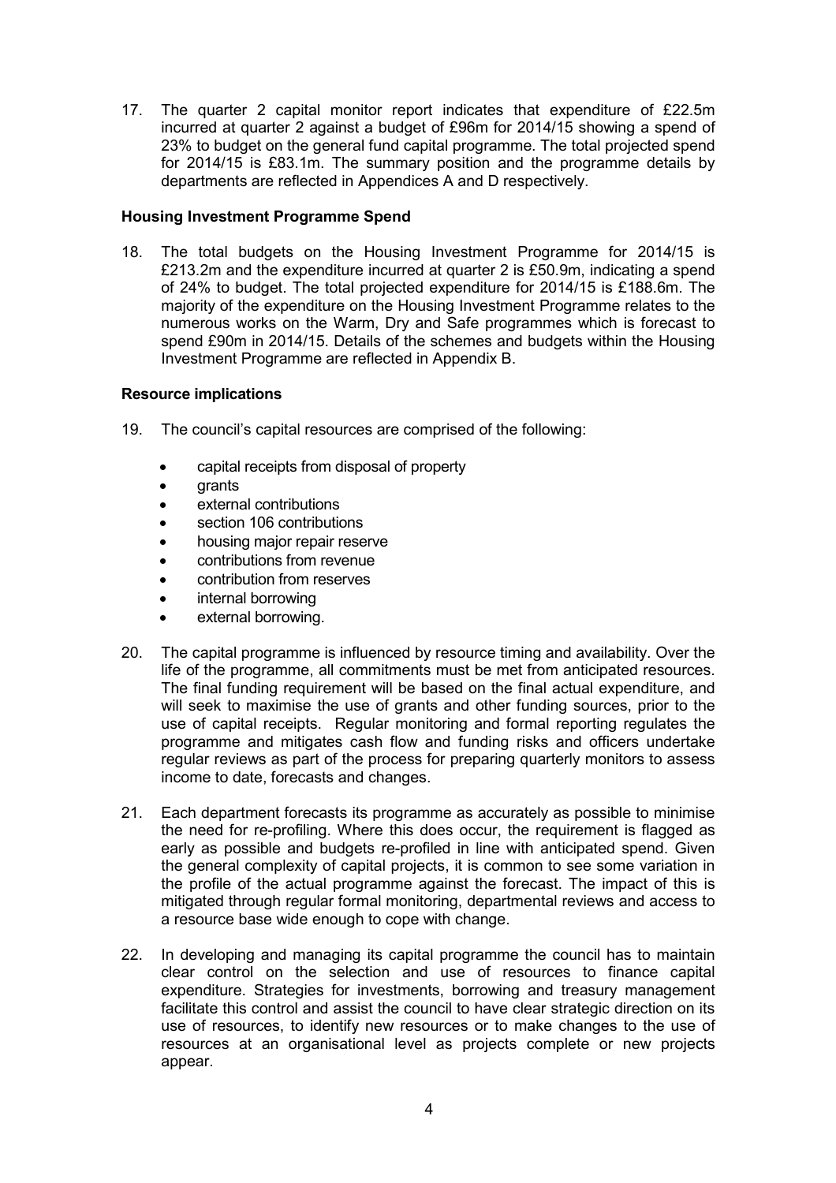17. The quarter 2 capital monitor report indicates that expenditure of £22.5m incurred at quarter 2 against a budget of £96m for 2014/15 showing a spend of 23% to budget on the general fund capital programme. The total projected spend for 2014/15 is £83.1m. The summary position and the programme details by departments are reflected in Appendices A and D respectively.

**Housing Investment Programme Spend**

18. The total budgets on the Housing Investment Programme for 2014/15 is £213.2m and the expenditure incurred at quarter 2 is £50.9m, indicating a spend of 24% to budget. The total projected expenditure for 2014/15 is £188.6m. The majority of the expenditure on the Housing Investment Programme relates to the numerous works on the Warm, Dry and Safe programmes which is forecast to spend £90m in 2014/15. Details of the schemes and budgets within the Housing Investment Programme are reflected in Appendix B.

**Resource implications**

19. The council's capital resources are comprised of the following:

    - capital receipts from disposal of property
    - grants
    - external contributions
    - section 106 contributions
    - housing major repair reserve
    - contributions from revenue
    - contribution from reserves
    - internal borrowing
    - external borrowing.

20. The capital programme is influenced by resource timing and availability. Over the life of the programme, all commitments must be met from anticipated resources. The final funding requirement will be based on the final actual expenditure, and will seek to maximise the use of grants and other funding sources, prior to the use of capital receipts. Regular monitoring and formal reporting regulates the programme and mitigates cash flow and funding risks and officers undertake regular reviews as part of the process for preparing quarterly monitors to assess income to date, forecasts and changes.

21. Each department forecasts its programme as accurately as possible to minimise the need for re-profiling. Where this does occur, the requirement is flagged as early as possible and budgets re-profiled in line with anticipated spend. Given the general complexity of capital projects, it is common to see some variation in the profile of the actual programme against the forecast. The impact of this is mitigated through regular formal monitoring, departmental reviews and access to a resource base wide enough to cope with change.

22. In developing and managing its capital programme the council has to maintain clear control on the selection and use of resources to finance capital expenditure. Strategies for investments, borrowing and treasury management facilitate this control and assist the council to have clear strategic direction on its use of resources, to identify new resources or to make changes to the use of resources at an organisational level as projects complete or new projects appear.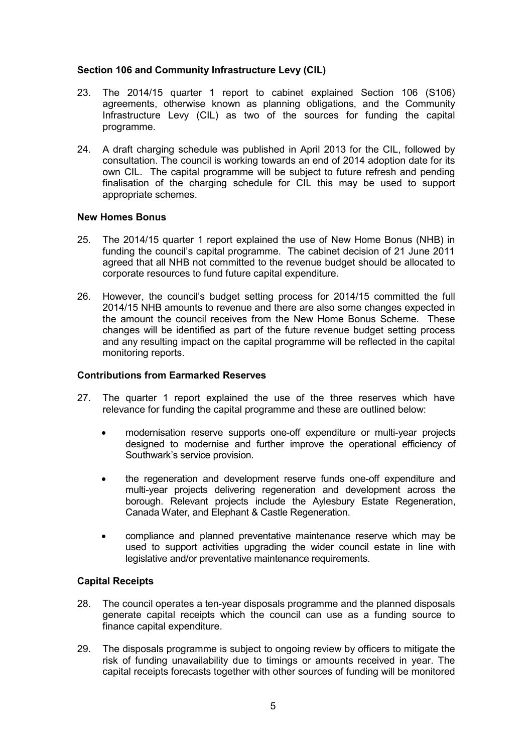**Section 106 and Community Infrastructure Levy (CIL)**

23. The 2014/15 quarter 1 report to cabinet explained Section 106 (S106) agreements, otherwise known as planning obligations, and the Community Infrastructure Levy (CIL) as two of the sources for funding the capital programme.

24. A draft charging schedule was published in April 2013 for the CIL, followed by consultation. The council is working towards an end of 2014 adoption date for its own CIL. The capital programme will be subject to future refresh and pending finalisation of the charging schedule for CIL this may be used to support appropriate schemes.

**New Homes Bonus**

25. The 2014/15 quarter 1 report explained the use of New Home Bonus (NHB) in funding the council's capital programme. The cabinet decision of 21 June 2011 agreed that all NHB not committed to the revenue budget should be allocated to corporate resources to fund future capital expenditure.

26. However, the council's budget setting process for 2014/15 committed the full 2014/15 NHB amounts to revenue and there are also some changes expected in the amount the council receives from the New Home Bonus Scheme. These changes will be identified as part of the future revenue budget setting process and any resulting impact on the capital programme will be reflected in the capital monitoring reports.

**Contributions from Earmarked Reserves**

27. The quarter 1 report explained the use of the three reserves which have relevance for funding the capital programme and these are outlined below:

    - modernisation reserve supports one-off expenditure or multi-year projects designed to modernise and further improve the operational efficiency of Southwark's service provision.

    - the regeneration and development reserve funds one-off expenditure and multi-year projects delivering regeneration and development across the borough. Relevant projects include the Aylesbury Estate Regeneration, Canada Water, and Elephant & Castle Regeneration.

    - compliance and planned preventative maintenance reserve which may be used to support activities upgrading the wider council estate in line with legislative and/or preventative maintenance requirements.

**Capital Receipts**

28. The council operates a ten-year disposals programme and the planned disposals generate capital receipts which the council can use as a funding source to finance capital expenditure.

29. The disposals programme is subject to ongoing review by officers to mitigate the risk of funding unavailability due to timings or amounts received in year. The capital receipts forecasts together with other sources of funding will be monitored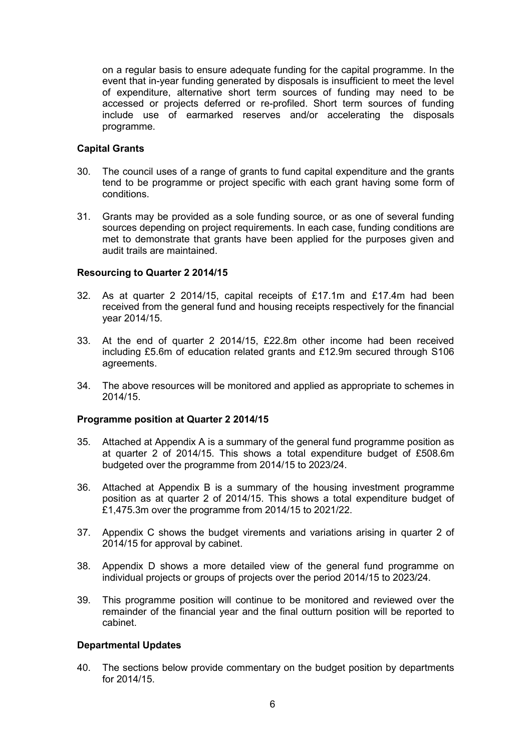on a regular basis to ensure adequate funding for the capital programme. In the event that in-year funding generated by disposals is insufficient to meet the level of expenditure, alternative short term sources of funding may need to be accessed or projects deferred or re-profiled. Short term sources of funding include use of earmarked reserves and/or accelerating the disposals programme.

**Capital Grants**

30. The council uses of a range of grants to fund capital expenditure and the grants tend to be programme or project specific with each grant having some form of conditions.

31. Grants may be provided as a sole funding source, or as one of several funding sources depending on project requirements. In each case, funding conditions are met to demonstrate that grants have been applied for the purposes given and audit trails are maintained.

**Resourcing to Quarter 2 2014/15**

32. As at quarter 2 2014/15, capital receipts of £17.1m and £17.4m had been received from the general fund and housing receipts respectively for the financial year 2014/15.

33. At the end of quarter 2 2014/15, £22.8m other income had been received including £5.6m of education related grants and £12.9m secured through S106 agreements.

34. The above resources will be monitored and applied as appropriate to schemes in 2014/15.

**Programme position at Quarter 2 2014/15**

35. Attached at Appendix A is a summary of the general fund programme position as at quarter 2 of 2014/15. This shows a total expenditure budget of £508.6m budgeted over the programme from 2014/15 to 2023/24.

36. Attached at Appendix B is a summary of the housing investment programme position as at quarter 2 of 2014/15. This shows a total expenditure budget of £1,475.3m over the programme from 2014/15 to 2021/22.

37. Appendix C shows the budget virements and variations arising in quarter 2 of 2014/15 for approval by cabinet.

38. Appendix D shows a more detailed view of the general fund programme on individual projects or groups of projects over the period 2014/15 to 2023/24.

39. This programme position will continue to be monitored and reviewed over the remainder of the financial year and the final outturn position will be reported to cabinet.

**Departmental Updates**

40. The sections below provide commentary on the budget position by departments for 2014/15.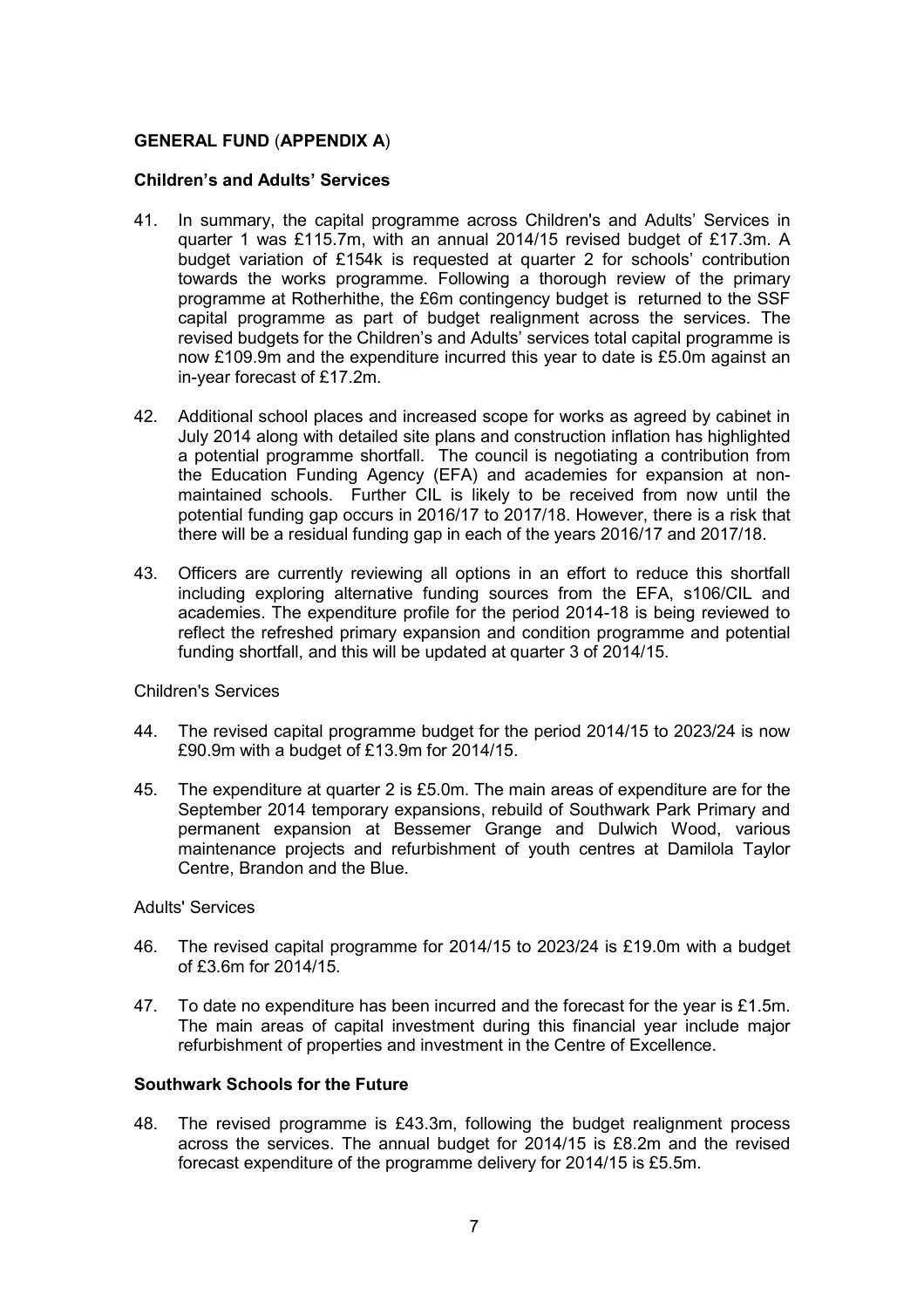## GENERAL FUND (APPENDIX A)

### Children's and Adults' Services

41. In summary, the capital programme across Children's and Adults' Services in quarter 1 was £115.7m, with an annual 2014/15 revised budget of £17.3m. A budget variation of £154k is requested at quarter 2 for schools' contribution towards the works programme. Following a thorough review of the primary programme at Rotherhithe, the £6m contingency budget is returned to the SSF capital programme as part of budget realignment across the services. The revised budgets for the Children's and Adults' services total capital programme is now £109.9m and the expenditure incurred this year to date is £5.0m against an in-year forecast of £17.2m.

42. Additional school places and increased scope for works as agreed by cabinet in July 2014 along with detailed site plans and construction inflation has highlighted a potential programme shortfall. The council is negotiating a contribution from the Education Funding Agency (EFA) and academies for expansion at non-maintained schools. Further CIL is likely to be received from now until the potential funding gap occurs in 2016/17 to 2017/18. However, there is a risk that there will be a residual funding gap in each of the years 2016/17 and 2017/18.

43. Officers are currently reviewing all options in an effort to reduce this shortfall including exploring alternative funding sources from the EFA, s106/CIL and academies. The expenditure profile for the period 2014-18 is being reviewed to reflect the refreshed primary expansion and condition programme and potential funding shortfall, and this will be updated at quarter 3 of 2014/15.

Children's Services

44. The revised capital programme budget for the period 2014/15 to 2023/24 is now £90.9m with a budget of £13.9m for 2014/15.

45. The expenditure at quarter 2 is £5.0m. The main areas of expenditure are for the September 2014 temporary expansions, rebuild of Southwark Park Primary and permanent expansion at Bessemer Grange and Dulwich Wood, various maintenance projects and refurbishment of youth centres at Damilola Taylor Centre, Brandon and the Blue.

Adults' Services

46. The revised capital programme for 2014/15 to 2023/24 is £19.0m with a budget of £3.6m for 2014/15.

47. To date no expenditure has been incurred and the forecast for the year is £1.5m. The main areas of capital investment during this financial year include major refurbishment of properties and investment in the Centre of Excellence.

### Southwark Schools for the Future

48. The revised programme is £43.3m, following the budget realignment process across the services. The annual budget for 2014/15 is £8.2m and the revised forecast expenditure of the programme delivery for 2014/15 is £5.5m.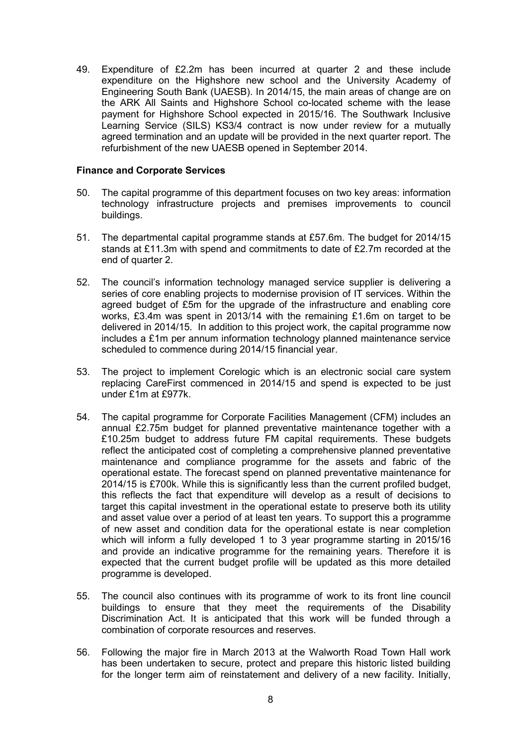49. Expenditure of £2.2m has been incurred at quarter 2 and these include expenditure on the Highshore new school and the University Academy of Engineering South Bank (UAESB). In 2014/15, the main areas of change are on the ARK All Saints and Highshore School co-located scheme with the lease payment for Highshore School expected in 2015/16. The Southwark Inclusive Learning Service (SILS) KS3/4 contract is now under review for a mutually agreed termination and an update will be provided in the next quarter report. The refurbishment of the new UAESB opened in September 2014.

**Finance and Corporate Services**

50. The capital programme of this department focuses on two key areas: information technology infrastructure projects and premises improvements to council buildings.

51. The departmental capital programme stands at £57.6m. The budget for 2014/15 stands at £11.3m with spend and commitments to date of £2.7m recorded at the end of quarter 2.

52. The council's information technology managed service supplier is delivering a series of core enabling projects to modernise provision of IT services. Within the agreed budget of £5m for the upgrade of the infrastructure and enabling core works, £3.4m was spent in 2013/14 with the remaining £1.6m on target to be delivered in 2014/15. In addition to this project work, the capital programme now includes a £1m per annum information technology planned maintenance service scheduled to commence during 2014/15 financial year.

53. The project to implement Corelogic which is an electronic social care system replacing CareFirst commenced in 2014/15 and spend is expected to be just under £1m at £977k.

54. The capital programme for Corporate Facilities Management (CFM) includes an annual £2.75m budget for planned preventative maintenance together with a £10.25m budget to address future FM capital requirements. These budgets reflect the anticipated cost of completing a comprehensive planned preventative maintenance and compliance programme for the assets and fabric of the operational estate. The forecast spend on planned preventative maintenance for 2014/15 is £700k. While this is significantly less than the current profiled budget, this reflects the fact that expenditure will develop as a result of decisions to target this capital investment in the operational estate to preserve both its utility and asset value over a period of at least ten years. To support this a programme of new asset and condition data for the operational estate is near completion which will inform a fully developed 1 to 3 year programme starting in 2015/16 and provide an indicative programme for the remaining years. Therefore it is expected that the current budget profile will be updated as this more detailed programme is developed.

55. The council also continues with its programme of work to its front line council buildings to ensure that they meet the requirements of the Disability Discrimination Act. It is anticipated that this work will be funded through a combination of corporate resources and reserves.

56. Following the major fire in March 2013 at the Walworth Road Town Hall work has been undertaken to secure, protect and prepare this historic listed building for the longer term aim of reinstatement and delivery of a new facility. Initially,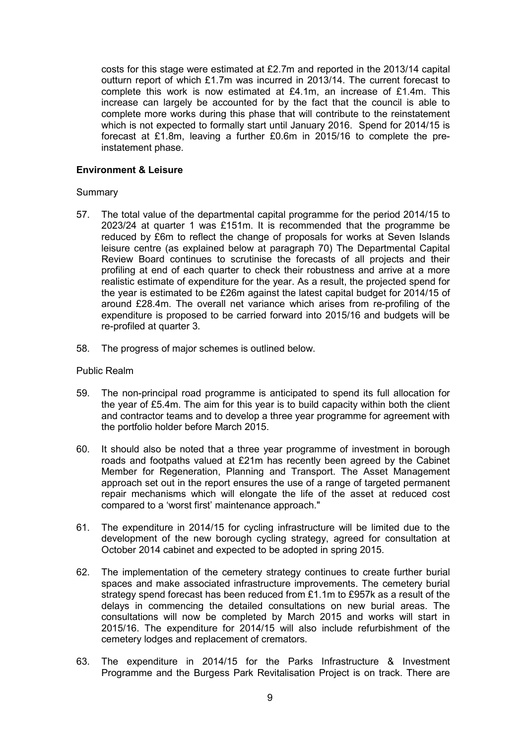costs for this stage were estimated at £2.7m and reported in the 2013/14 capital outturn report of which £1.7m was incurred in 2013/14. The current forecast to complete this work is now estimated at £4.1m, an increase of £1.4m. This increase can largely be accounted for by the fact that the council is able to complete more works during this phase that will contribute to the reinstatement which is not expected to formally start until January 2016. Spend for 2014/15 is forecast at £1.8m, leaving a further £0.6m in 2015/16 to complete the pre-instatement phase.

**Environment & Leisure**

Summary

57. The total value of the departmental capital programme for the period 2014/15 to 2023/24 at quarter 1 was £151m. It is recommended that the programme be reduced by £6m to reflect the change of proposals for works at Seven Islands leisure centre (as explained below at paragraph 70) The Departmental Capital Review Board continues to scrutinise the forecasts of all projects and their profiling at end of each quarter to check their robustness and arrive at a more realistic estimate of expenditure for the year. As a result, the projected spend for the year is estimated to be £26m against the latest capital budget for 2014/15 of around £28.4m. The overall net variance which arises from re-profiling of the expenditure is proposed to be carried forward into 2015/16 and budgets will be re-profiled at quarter 3.

58. The progress of major schemes is outlined below.

Public Realm

59. The non-principal road programme is anticipated to spend its full allocation for the year of £5.4m. The aim for this year is to build capacity within both the client and contractor teams and to develop a three year programme for agreement with the portfolio holder before March 2015.

60. It should also be noted that a three year programme of investment in borough roads and footpaths valued at £21m has recently been agreed by the Cabinet Member for Regeneration, Planning and Transport. The Asset Management approach set out in the report ensures the use of a range of targeted permanent repair mechanisms which will elongate the life of the asset at reduced cost compared to a 'worst first' maintenance approach."

61. The expenditure in 2014/15 for cycling infrastructure will be limited due to the development of the new borough cycling strategy, agreed for consultation at October 2014 cabinet and expected to be adopted in spring 2015.

62. The implementation of the cemetery strategy continues to create further burial spaces and make associated infrastructure improvements. The cemetery burial strategy spend forecast has been reduced from £1.1m to £957k as a result of the delays in commencing the detailed consultations on new burial areas. The consultations will now be completed by March 2015 and works will start in 2015/16. The expenditure for 2014/15 will also include refurbishment of the cemetery lodges and replacement of cremators.

63. The expenditure in 2014/15 for the Parks Infrastructure & Investment Programme and the Burgess Park Revitalisation Project is on track. There are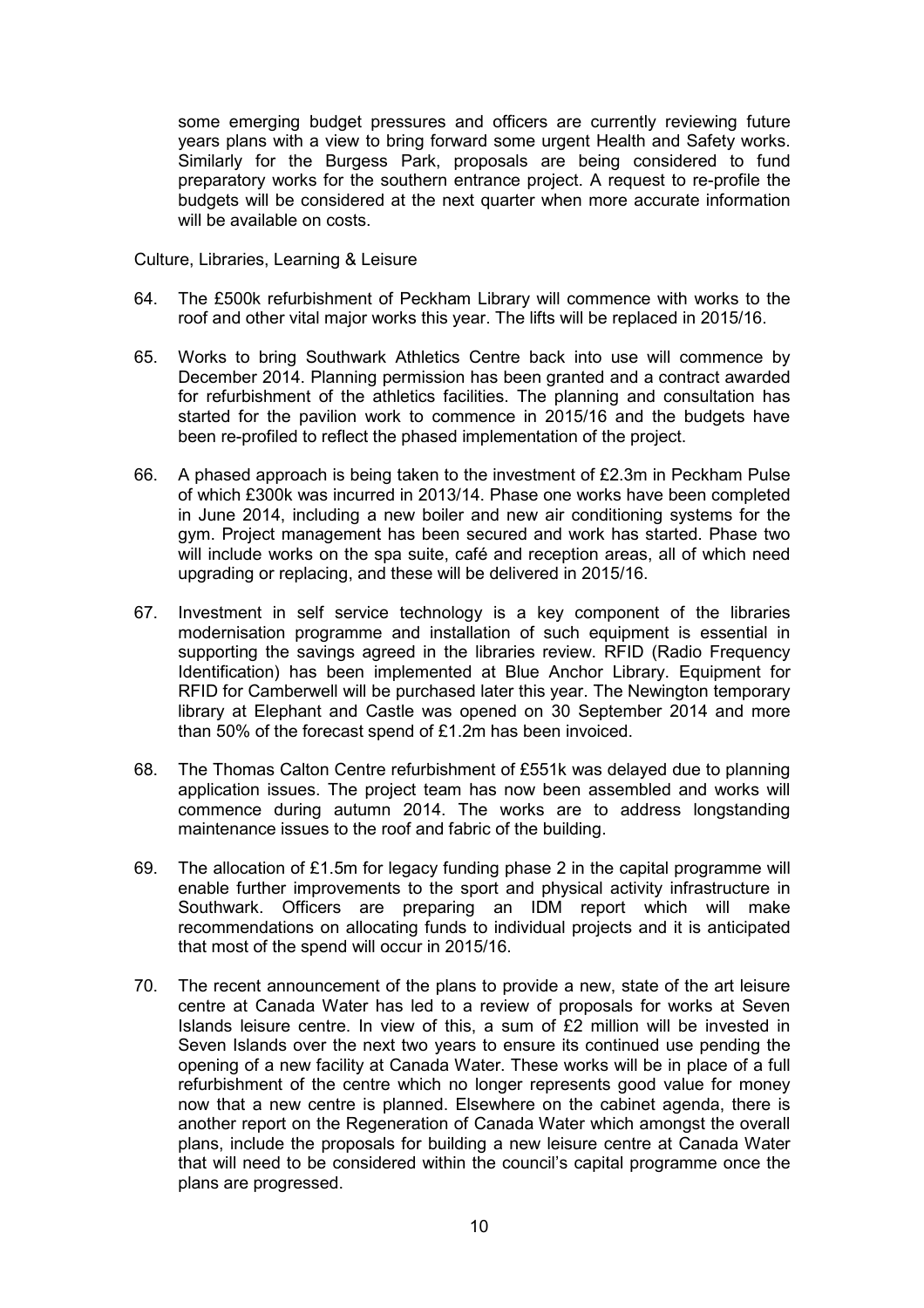some emerging budget pressures and officers are currently reviewing future years plans with a view to bring forward some urgent Health and Safety works. Similarly for the Burgess Park, proposals are being considered to fund preparatory works for the southern entrance project. A request to re-profile the budgets will be considered at the next quarter when more accurate information will be available on costs.

Culture, Libraries, Learning & Leisure

64. The £500k refurbishment of Peckham Library will commence with works to the roof and other vital major works this year. The lifts will be replaced in 2015/16.

65. Works to bring Southwark Athletics Centre back into use will commence by December 2014. Planning permission has been granted and a contract awarded for refurbishment of the athletics facilities. The planning and consultation has started for the pavilion work to commence in 2015/16 and the budgets have been re-profiled to reflect the phased implementation of the project.

66. A phased approach is being taken to the investment of £2.3m in Peckham Pulse of which £300k was incurred in 2013/14. Phase one works have been completed in June 2014, including a new boiler and new air conditioning systems for the gym. Project management has been secured and work has started. Phase two will include works on the spa suite, café and reception areas, all of which need upgrading or replacing, and these will be delivered in 2015/16.

67. Investment in self service technology is a key component of the libraries modernisation programme and installation of such equipment is essential in supporting the savings agreed in the libraries review. RFID (Radio Frequency Identification) has been implemented at Blue Anchor Library. Equipment for RFID for Camberwell will be purchased later this year. The Newington temporary library at Elephant and Castle was opened on 30 September 2014 and more than 50% of the forecast spend of £1.2m has been invoiced.

68. The Thomas Calton Centre refurbishment of £551k was delayed due to planning application issues. The project team has now been assembled and works will commence during autumn 2014. The works are to address longstanding maintenance issues to the roof and fabric of the building.

69. The allocation of £1.5m for legacy funding phase 2 in the capital programme will enable further improvements to the sport and physical activity infrastructure in Southwark. Officers are preparing an IDM report which will make recommendations on allocating funds to individual projects and it is anticipated that most of the spend will occur in 2015/16.

70. The recent announcement of the plans to provide a new, state of the art leisure centre at Canada Water has led to a review of proposals for works at Seven Islands leisure centre. In view of this, a sum of £2 million will be invested in Seven Islands over the next two years to ensure its continued use pending the opening of a new facility at Canada Water. These works will be in place of a full refurbishment of the centre which no longer represents good value for money now that a new centre is planned. Elsewhere on the cabinet agenda, there is another report on the Regeneration of Canada Water which amongst the overall plans, include the proposals for building a new leisure centre at Canada Water that will need to be considered within the council's capital programme once the plans are progressed.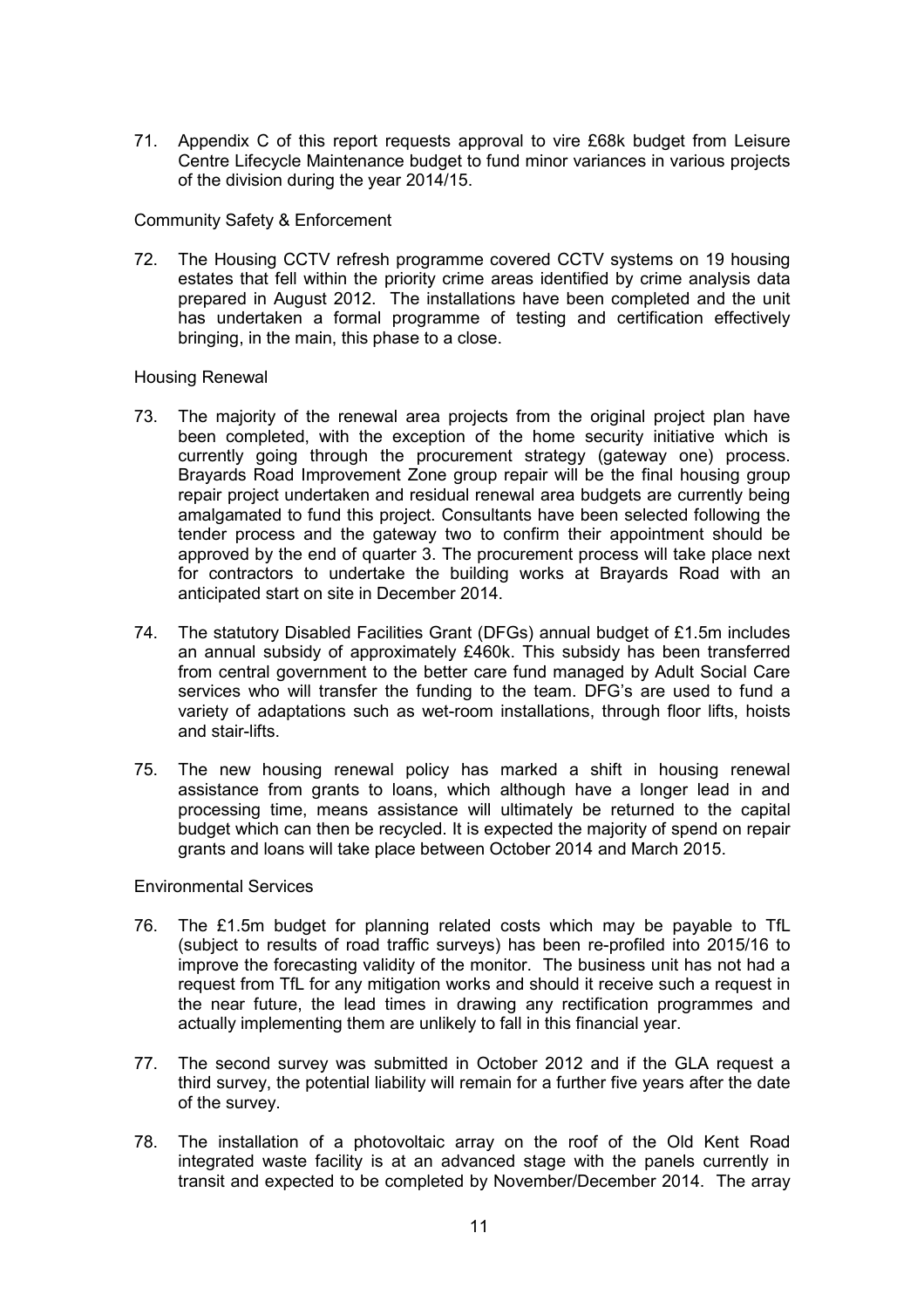71. Appendix C of this report requests approval to vire £68k budget from Leisure Centre Lifecycle Maintenance budget to fund minor variances in various projects of the division during the year 2014/15.

Community Safety & Enforcement

72. The Housing CCTV refresh programme covered CCTV systems on 19 housing estates that fell within the priority crime areas identified by crime analysis data prepared in August 2012. The installations have been completed and the unit has undertaken a formal programme of testing and certification effectively bringing, in the main, this phase to a close.

Housing Renewal

73. The majority of the renewal area projects from the original project plan have been completed, with the exception of the home security initiative which is currently going through the procurement strategy (gateway one) process. Brayards Road Improvement Zone group repair will be the final housing group repair project undertaken and residual renewal area budgets are currently being amalgamated to fund this project. Consultants have been selected following the tender process and the gateway two to confirm their appointment should be approved by the end of quarter 3. The procurement process will take place next for contractors to undertake the building works at Brayards Road with an anticipated start on site in December 2014.

74. The statutory Disabled Facilities Grant (DFGs) annual budget of £1.5m includes an annual subsidy of approximately £460k. This subsidy has been transferred from central government to the better care fund managed by Adult Social Care services who will transfer the funding to the team. DFG's are used to fund a variety of adaptations such as wet-room installations, through floor lifts, hoists and stair-lifts.

75. The new housing renewal policy has marked a shift in housing renewal assistance from grants to loans, which although have a longer lead in and processing time, means assistance will ultimately be returned to the capital budget which can then be recycled. It is expected the majority of spend on repair grants and loans will take place between October 2014 and March 2015.

Environmental Services

76. The £1.5m budget for planning related costs which may be payable to TfL (subject to results of road traffic surveys) has been re-profiled into 2015/16 to improve the forecasting validity of the monitor. The business unit has not had a request from TfL for any mitigation works and should it receive such a request in the near future, the lead times in drawing any rectification programmes and actually implementing them are unlikely to fall in this financial year.

77. The second survey was submitted in October 2012 and if the GLA request a third survey, the potential liability will remain for a further five years after the date of the survey.

78. The installation of a photovoltaic array on the roof of the Old Kent Road integrated waste facility is at an advanced stage with the panels currently in transit and expected to be completed by November/December 2014. The array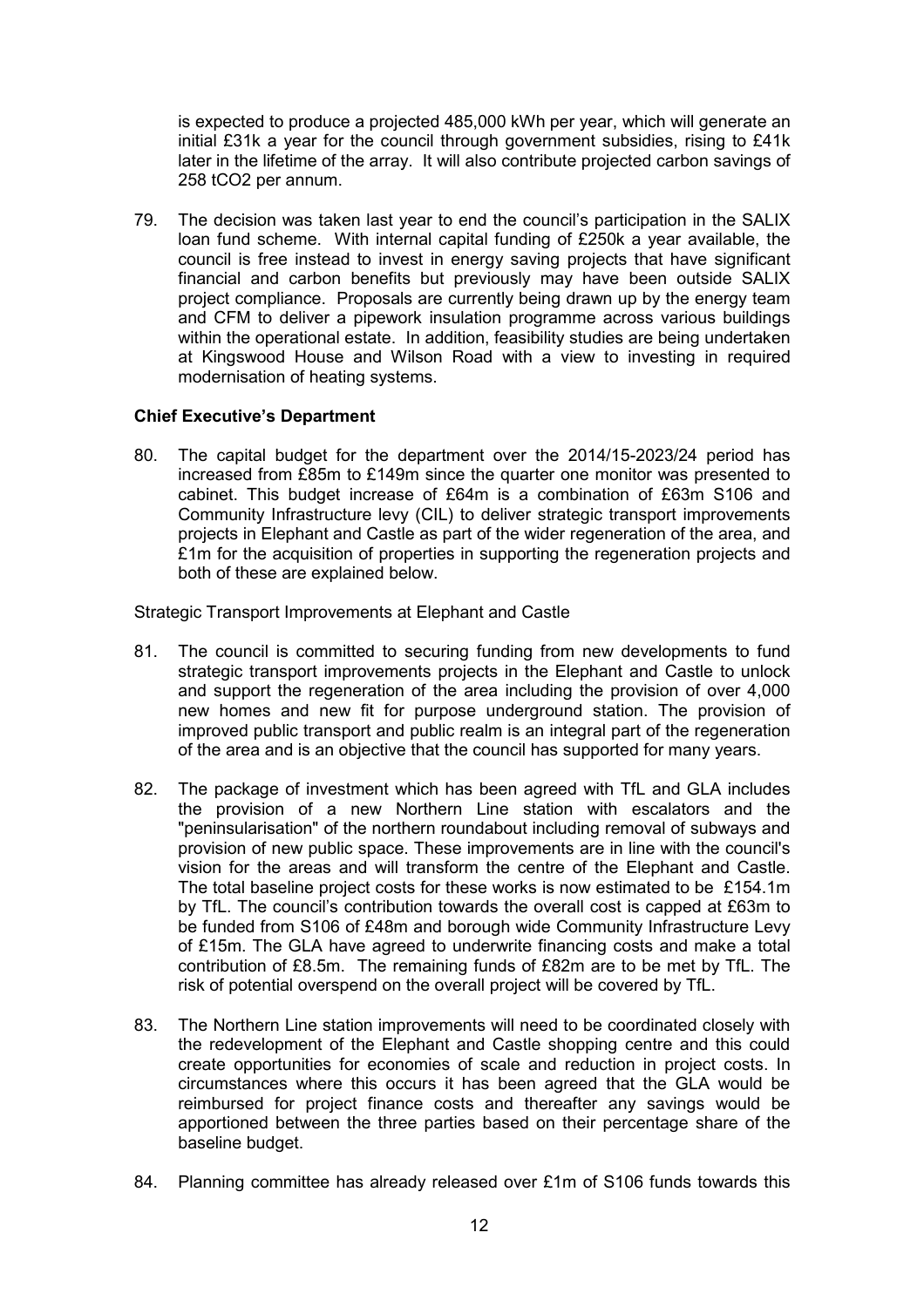is expected to produce a projected 485,000 kWh per year, which will generate an initial £31k a year for the council through government subsidies, rising to £41k later in the lifetime of the array. It will also contribute projected carbon savings of 258 $tCO_2$ per annum.

79. The decision was taken last year to end the council's participation in the SALIX loan fund scheme. With internal capital funding of £250k a year available, the council is free instead to invest in energy saving projects that have significant financial and carbon benefits but previously may have been outside SALIX project compliance. Proposals are currently being drawn up by the energy team and CFM to deliver a pipework insulation programme across various buildings within the operational estate. In addition, feasibility studies are being undertaken at Kingswood House and Wilson Road with a view to investing in required modernisation of heating systems.

**Chief Executive's Department**

80. The capital budget for the department over the 2014/15-2023/24 period has increased from £85m to £149m since the quarter one monitor was presented to cabinet. This budget increase of £64m is a combination of £63m S106 and Community Infrastructure levy (CIL) to deliver strategic transport improvements projects in Elephant and Castle as part of the wider regeneration of the area, and £1m for the acquisition of properties in supporting the regeneration projects and both of these are explained below.

Strategic Transport Improvements at Elephant and Castle

81. The council is committed to securing funding from new developments to fund strategic transport improvements projects in the Elephant and Castle to unlock and support the regeneration of the area including the provision of over 4,000 new homes and new fit for purpose underground station. The provision of improved public transport and public realm is an integral part of the regeneration of the area and is an objective that the council has supported for many years.

82. The package of investment which has been agreed with TfL and GLA includes the provision of a new Northern Line station with escalators and the "peninsularisation" of the northern roundabout including removal of subways and provision of new public space. These improvements are in line with the council's vision for the areas and will transform the centre of the Elephant and Castle. The total baseline project costs for these works is now estimated to be £154.1m by TfL. The council's contribution towards the overall cost is capped at £63m to be funded from S106 of £48m and borough wide Community Infrastructure Levy of £15m. The GLA have agreed to underwrite financing costs and make a total contribution of £8.5m. The remaining funds of £82m are to be met by TfL. The risk of potential overspend on the overall project will be covered by TfL.

83. The Northern Line station improvements will need to be coordinated closely with the redevelopment of the Elephant and Castle shopping centre and this could create opportunities for economies of scale and reduction in project costs. In circumstances where this occurs it has been agreed that the GLA would be reimbursed for project finance costs and thereafter any savings would be apportioned between the three parties based on their percentage share of the baseline budget.

84. Planning committee has already released over £1m of S106 funds towards this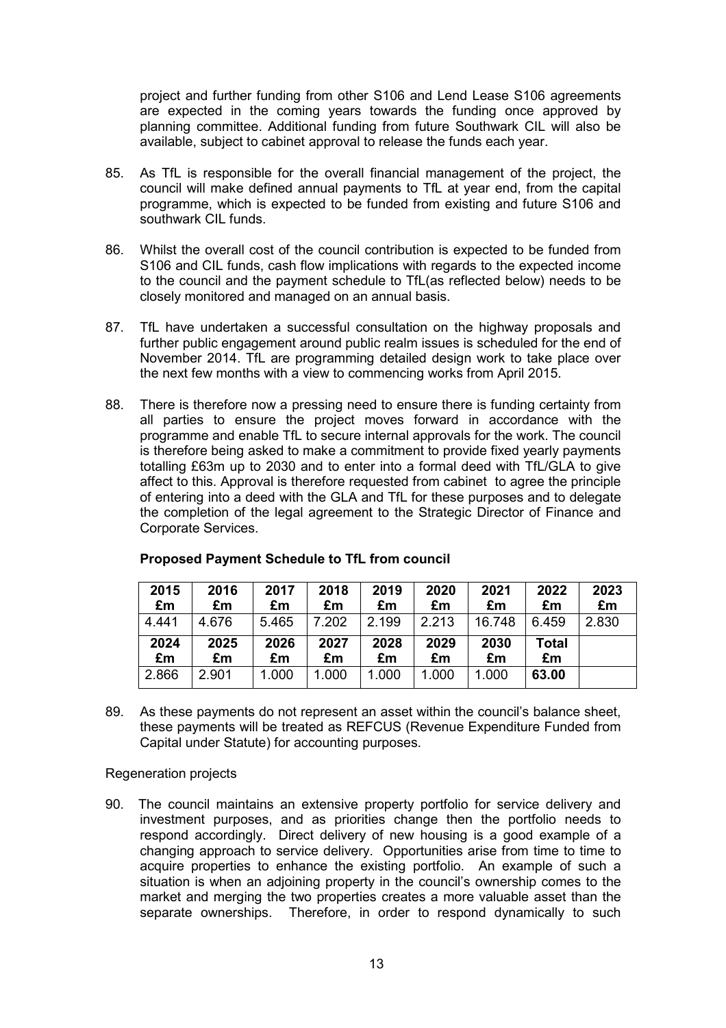project and further funding from other S106 and Lend Lease S106 agreements are expected in the coming years towards the funding once approved by planning committee. Additional funding from future Southwark CIL will also be available, subject to cabinet approval to release the funds each year.

85. As TfL is responsible for the overall financial management of the project, the council will make defined annual payments to TfL at year end, from the capital programme, which is expected to be funded from existing and future S106 and southwark CIL funds.

86. Whilst the overall cost of the council contribution is expected to be funded from S106 and CIL funds, cash flow implications with regards to the expected income to the council and the payment schedule to TfL(as reflected below) needs to be closely monitored and managed on an annual basis.

87. TfL have undertaken a successful consultation on the highway proposals and further public engagement around public realm issues is scheduled for the end of November 2014. TfL are programming detailed design work to take place over the next few months with a view to commencing works from April 2015.

88. There is therefore now a pressing need to ensure there is funding certainty from all parties to ensure the project moves forward in accordance with the programme and enable TfL to secure internal approvals for the work. The council is therefore being asked to make a commitment to provide fixed yearly payments totalling £63m up to 2030 and to enter into a formal deed with TfL/GLA to give affect to this. Approval is therefore requested from cabinet to agree the principle of entering into a deed with the GLA and TfL for these purposes and to delegate the completion of the legal agreement to the Strategic Director of Finance and Corporate Services.

**Proposed Payment Schedule to TfL from council**

| 2015 £m | 2016 £m | 2017 £m | 2018 £m | 2019 £m | 2020 £m | 2021 £m | 2022 £m | 2023 £m |
|---|---|---|---|---|---|---|---|---|
| 4.441 | 4.676 | 5.465 | 7.202 | 2.199 | 2.213 | 16.748 | 6.459 | 2.830 |
| **2024 £m** | **2025 £m** | **2026 £m** | **2027 £m** | **2028 £m** | **2029 £m** | **2030 £m** | **Total £m** | |
| 2.866 | 2.901 | 1.000 | 1.000 | 1.000 | 1.000 | 1.000 | **63.00** | |

89. As these payments do not represent an asset within the council's balance sheet, these payments will be treated as REFCUS (Revenue Expenditure Funded from Capital under Statute) for accounting purposes.

Regeneration projects

90. The council maintains an extensive property portfolio for service delivery and investment purposes, and as priorities change then the portfolio needs to respond accordingly. Direct delivery of new housing is a good example of a changing approach to service delivery. Opportunities arise from time to time to acquire properties to enhance the existing portfolio. An example of such a situation is when an adjoining property in the council's ownership comes to the market and merging the two properties creates a more valuable asset than the separate ownerships. Therefore, in order to respond dynamically to such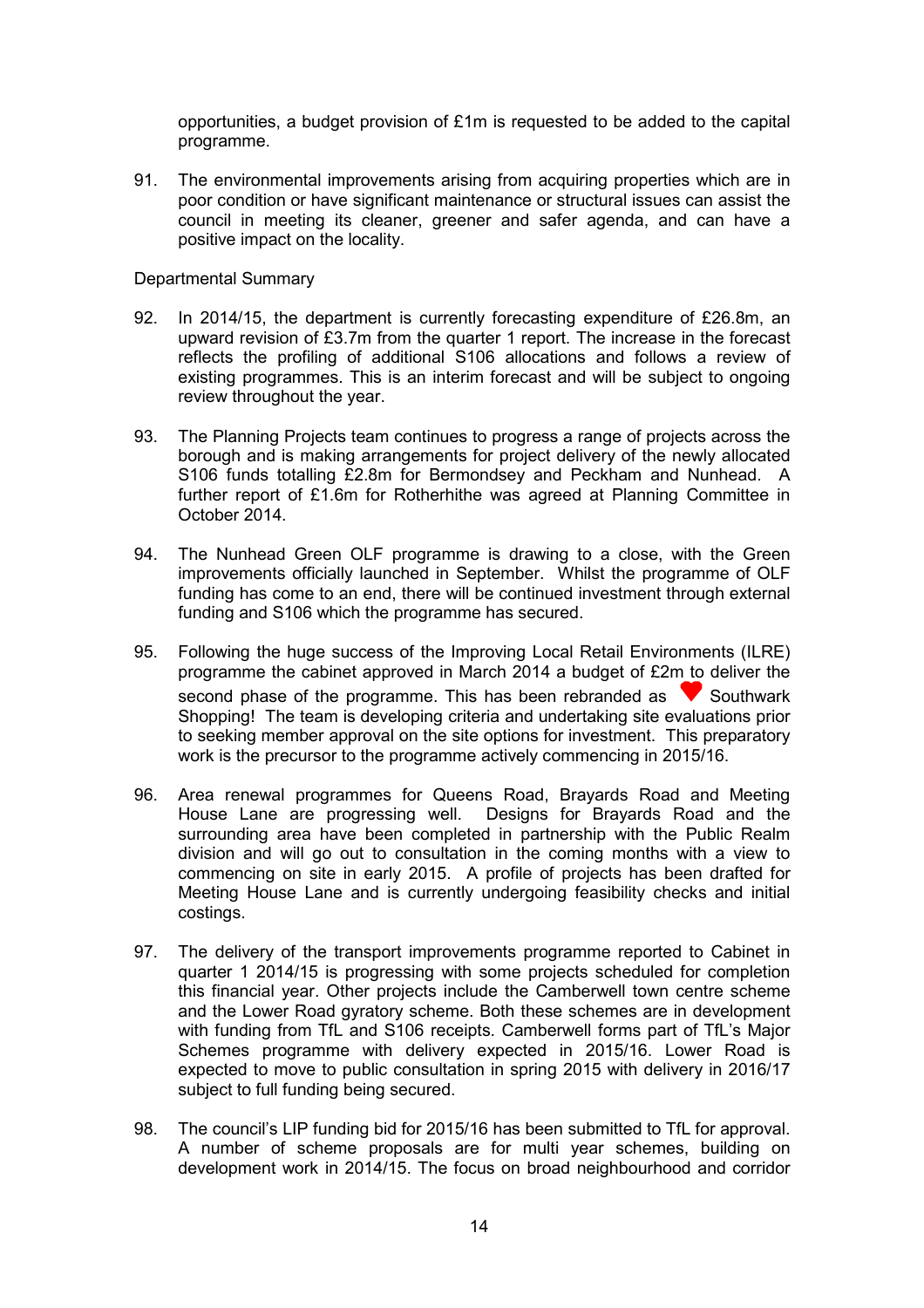opportunities, a budget provision of £1m is requested to be added to the capital programme.

91. The environmental improvements arising from acquiring properties which are in poor condition or have significant maintenance or structural issues can assist the council in meeting its cleaner, greener and safer agenda, and can have a positive impact on the locality.

Departmental Summary

92. In 2014/15, the department is currently forecasting expenditure of £26.8m, an upward revision of £3.7m from the quarter 1 report. The increase in the forecast reflects the profiling of additional S106 allocations and follows a review of existing programmes. This is an interim forecast and will be subject to ongoing review throughout the year.

93. The Planning Projects team continues to progress a range of projects across the borough and is making arrangements for project delivery of the newly allocated S106 funds totalling £2.8m for Bermondsey and Peckham and Nunhead. A further report of £1.6m for Rotherhithe was agreed at Planning Committee in October 2014.

94. The Nunhead Green OLF programme is drawing to a close, with the Green improvements officially launched in September. Whilst the programme of OLF funding has come to an end, there will be continued investment through external funding and S106 which the programme has secured.

95. Following the huge success of the Improving Local Retail Environments (ILRE) programme the cabinet approved in March 2014 a budget of £2m to deliver the second phase of the programme. This has been rebranded as ♥ Southwark Shopping! The team is developing criteria and undertaking site evaluations prior to seeking member approval on the site options for investment. This preparatory work is the precursor to the programme actively commencing in 2015/16.

96. Area renewal programmes for Queens Road, Brayards Road and Meeting House Lane are progressing well. Designs for Brayards Road and the surrounding area have been completed in partnership with the Public Realm division and will go out to consultation in the coming months with a view to commencing on site in early 2015. A profile of projects has been drafted for Meeting House Lane and is currently undergoing feasibility checks and initial costings.

97. The delivery of the transport improvements programme reported to Cabinet in quarter 1 2014/15 is progressing with some projects scheduled for completion this financial year. Other projects include the Camberwell town centre scheme and the Lower Road gyratory scheme. Both these schemes are in development with funding from TfL and S106 receipts. Camberwell forms part of TfL's Major Schemes programme with delivery expected in 2015/16. Lower Road is expected to move to public consultation in spring 2015 with delivery in 2016/17 subject to full funding being secured.

98. The council's LIP funding bid for 2015/16 has been submitted to TfL for approval. A number of scheme proposals are for multi year schemes, building on development work in 2014/15. The focus on broad neighbourhood and corridor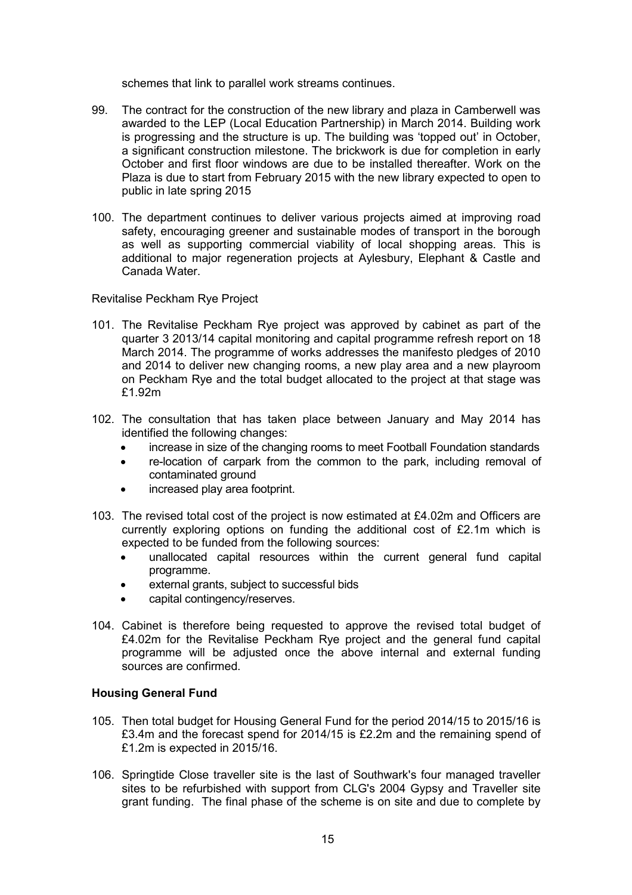schemes that link to parallel work streams continues.

99. The contract for the construction of the new library and plaza in Camberwell was awarded to the LEP (Local Education Partnership) in March 2014. Building work is progressing and the structure is up. The building was 'topped out' in October, a significant construction milestone. The brickwork is due for completion in early October and first floor windows are due to be installed thereafter. Work on the Plaza is due to start from February 2015 with the new library expected to open to public in late spring 2015

100. The department continues to deliver various projects aimed at improving road safety, encouraging greener and sustainable modes of transport in the borough as well as supporting commercial viability of local shopping areas. This is additional to major regeneration projects at Aylesbury, Elephant & Castle and Canada Water.

Revitalise Peckham Rye Project

101. The Revitalise Peckham Rye project was approved by cabinet as part of the quarter 3 2013/14 capital monitoring and capital programme refresh report on 18 March 2014. The programme of works addresses the manifesto pledges of 2010 and 2014 to deliver new changing rooms, a new play area and a new playroom on Peckham Rye and the total budget allocated to the project at that stage was £1.92m

102. The consultation that has taken place between January and May 2014 has identified the following changes:
    - increase in size of the changing rooms to meet Football Foundation standards
    - re-location of carpark from the common to the park, including removal of contaminated ground
    - increased play area footprint.

103. The revised total cost of the project is now estimated at £4.02m and Officers are currently exploring options on funding the additional cost of £2.1m which is expected to be funded from the following sources:
    - unallocated capital resources within the current general fund capital programme.
    - external grants, subject to successful bids
    - capital contingency/reserves.

104. Cabinet is therefore being requested to approve the revised total budget of £4.02m for the Revitalise Peckham Rye project and the general fund capital programme will be adjusted once the above internal and external funding sources are confirmed.

**Housing General Fund**

105. Then total budget for Housing General Fund for the period 2014/15 to 2015/16 is £3.4m and the forecast spend for 2014/15 is £2.2m and the remaining spend of £1.2m is expected in 2015/16.

106. Springtide Close traveller site is the last of Southwark's four managed traveller sites to be refurbished with support from CLG's 2004 Gypsy and Traveller site grant funding. The final phase of the scheme is on site and due to complete by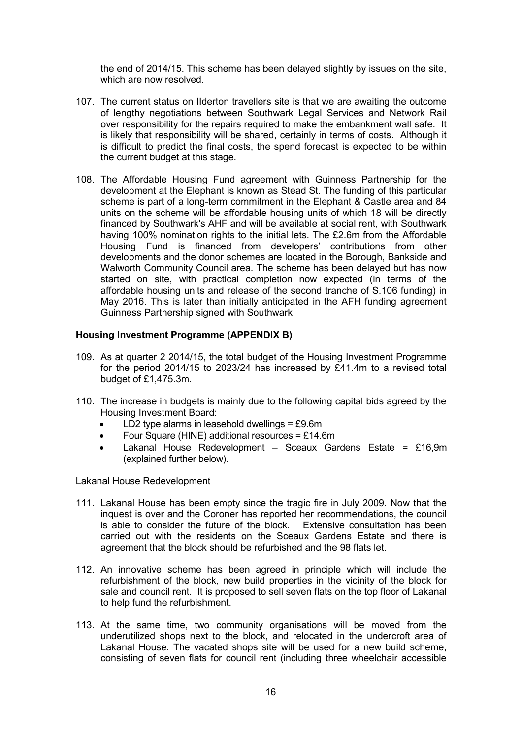the end of 2014/15. This scheme has been delayed slightly by issues on the site, which are now resolved.

107. The current status on Ilderton travellers site is that we are awaiting the outcome of lengthy negotiations between Southwark Legal Services and Network Rail over responsibility for the repairs required to make the embankment wall safe. It is likely that responsibility will be shared, certainly in terms of costs. Although it is difficult to predict the final costs, the spend forecast is expected to be within the current budget at this stage.

108. The Affordable Housing Fund agreement with Guinness Partnership for the development at the Elephant is known as Stead St. The funding of this particular scheme is part of a long-term commitment in the Elephant & Castle area and 84 units on the scheme will be affordable housing units of which 18 will be directly financed by Southwark's AHF and will be available at social rent, with Southwark having 100% nomination rights to the initial lets. The £2.6m from the Affordable Housing Fund is financed from developers' contributions from other developments and the donor schemes are located in the Borough, Bankside and Walworth Community Council area. The scheme has been delayed but has now started on site, with practical completion now expected (in terms of the affordable housing units and release of the second tranche of S.106 funding) in May 2016. This is later than initially anticipated in the AFH funding agreement Guinness Partnership signed with Southwark.

**Housing Investment Programme (APPENDIX B)**

109. As at quarter 2 2014/15, the total budget of the Housing Investment Programme for the period 2014/15 to 2023/24 has increased by £41.4m to a revised total budget of £1,475.3m.

110. The increase in budgets is mainly due to the following capital bids agreed by the Housing Investment Board:
    - LD2 type alarms in leasehold dwellings = £9.6m
    - Four Square (HINE) additional resources = £14.6m
    - Lakanal House Redevelopment – Sceaux Gardens Estate = £16,9m (explained further below).

Lakanal House Redevelopment

111. Lakanal House has been empty since the tragic fire in July 2009. Now that the inquest is over and the Coroner has reported her recommendations, the council is able to consider the future of the block. Extensive consultation has been carried out with the residents on the Sceaux Gardens Estate and there is agreement that the block should be refurbished and the 98 flats let.

112. An innovative scheme has been agreed in principle which will include the refurbishment of the block, new build properties in the vicinity of the block for sale and council rent. It is proposed to sell seven flats on the top floor of Lakanal to help fund the refurbishment.

113. At the same time, two community organisations will be moved from the underutilized shops next to the block, and relocated in the undercroft area of Lakanal House. The vacated shops site will be used for a new build scheme, consisting of seven flats for council rent (including three wheelchair accessible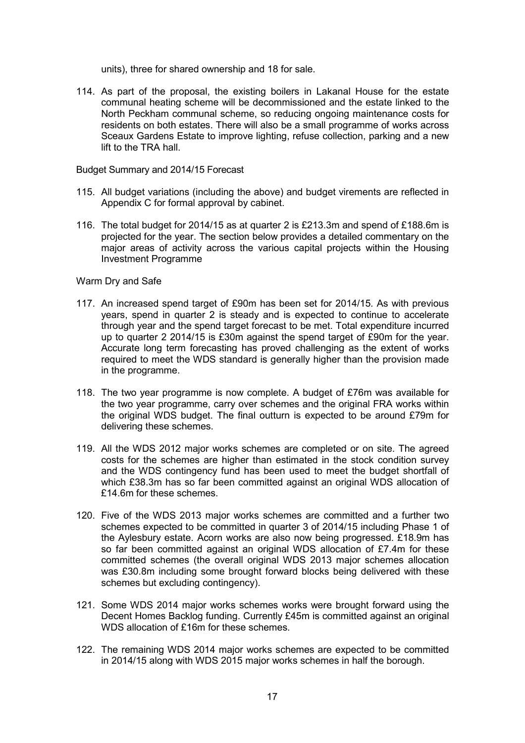units), three for shared ownership and 18 for sale.

114. As part of the proposal, the existing boilers in Lakanal House for the estate communal heating scheme will be decommissioned and the estate linked to the North Peckham communal scheme, so reducing ongoing maintenance costs for residents on both estates. There will also be a small programme of works across Sceaux Gardens Estate to improve lighting, refuse collection, parking and a new lift to the TRA hall.

Budget Summary and 2014/15 Forecast

115. All budget variations (including the above) and budget virements are reflected in Appendix C for formal approval by cabinet.

116. The total budget for 2014/15 as at quarter 2 is £213.3m and spend of £188.6m is projected for the year. The section below provides a detailed commentary on the major areas of activity across the various capital projects within the Housing Investment Programme

Warm Dry and Safe

117. An increased spend target of £90m has been set for 2014/15. As with previous years, spend in quarter 2 is steady and is expected to continue to accelerate through year and the spend target forecast to be met. Total expenditure incurred up to quarter 2 2014/15 is £30m against the spend target of £90m for the year. Accurate long term forecasting has proved challenging as the extent of works required to meet the WDS standard is generally higher than the provision made in the programme.

118. The two year programme is now complete. A budget of £76m was available for the two year programme, carry over schemes and the original FRA works within the original WDS budget. The final outturn is expected to be around £79m for delivering these schemes.

119. All the WDS 2012 major works schemes are completed or on site. The agreed costs for the schemes are higher than estimated in the stock condition survey and the WDS contingency fund has been used to meet the budget shortfall of which £38.3m has so far been committed against an original WDS allocation of £14.6m for these schemes.

120. Five of the WDS 2013 major works schemes are committed and a further two schemes expected to be committed in quarter 3 of 2014/15 including Phase 1 of the Aylesbury estate. Acorn works are also now being progressed. £18.9m has so far been committed against an original WDS allocation of £7.4m for these committed schemes (the overall original WDS 2013 major schemes allocation was £30.8m including some brought forward blocks being delivered with these schemes but excluding contingency).

121. Some WDS 2014 major works schemes works were brought forward using the Decent Homes Backlog funding. Currently £45m is committed against an original WDS allocation of £16m for these schemes.

122. The remaining WDS 2014 major works schemes are expected to be committed in 2014/15 along with WDS 2015 major works schemes in half the borough.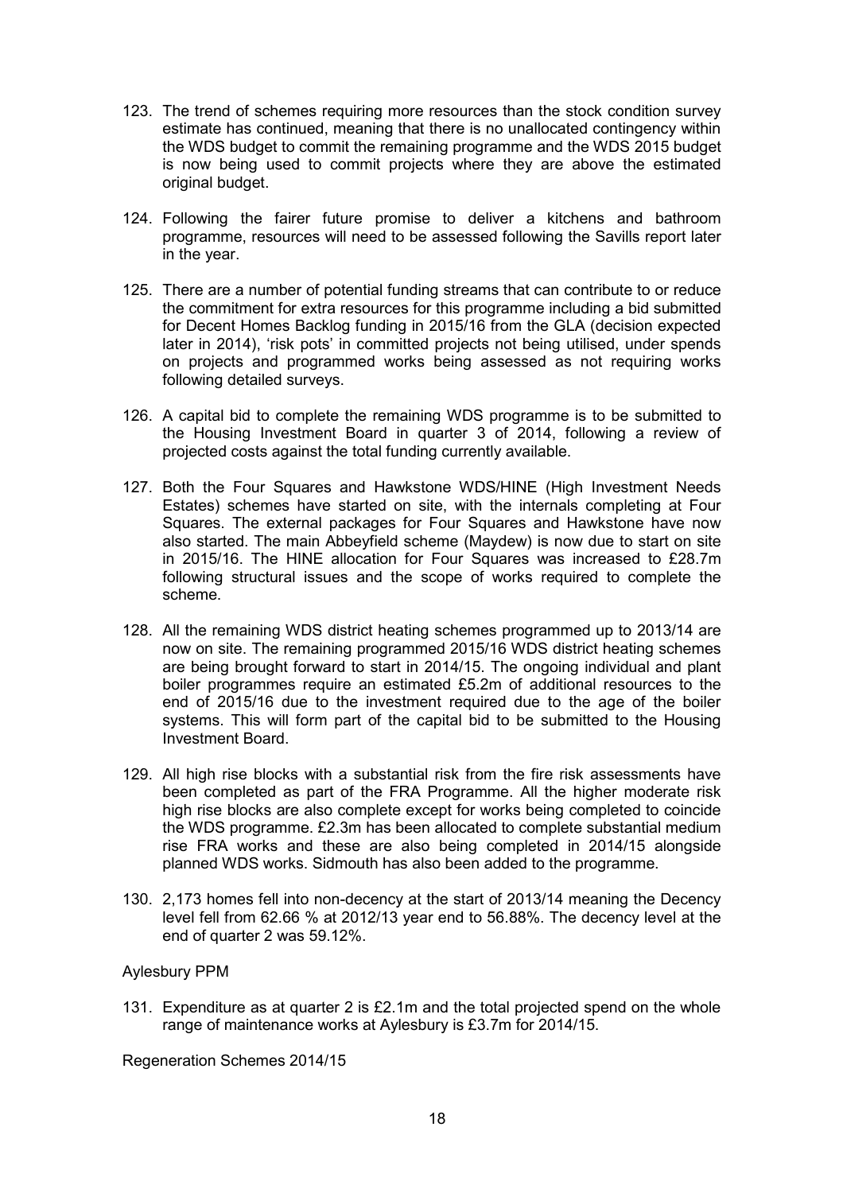123. The trend of schemes requiring more resources than the stock condition survey estimate has continued, meaning that there is no unallocated contingency within the WDS budget to commit the remaining programme and the WDS 2015 budget is now being used to commit projects where they are above the estimated original budget.

124. Following the fairer future promise to deliver a kitchens and bathroom programme, resources will need to be assessed following the Savills report later in the year.

125. There are a number of potential funding streams that can contribute to or reduce the commitment for extra resources for this programme including a bid submitted for Decent Homes Backlog funding in 2015/16 from the GLA (decision expected later in 2014), 'risk pots' in committed projects not being utilised, under spends on projects and programmed works being assessed as not requiring works following detailed surveys.

126. A capital bid to complete the remaining WDS programme is to be submitted to the Housing Investment Board in quarter 3 of 2014, following a review of projected costs against the total funding currently available.

127. Both the Four Squares and Hawkstone WDS/HINE (High Investment Needs Estates) schemes have started on site, with the internals completing at Four Squares. The external packages for Four Squares and Hawkstone have now also started. The main Abbeyfield scheme (Maydew) is now due to start on site in 2015/16. The HINE allocation for Four Squares was increased to £28.7m following structural issues and the scope of works required to complete the scheme.

128. All the remaining WDS district heating schemes programmed up to 2013/14 are now on site. The remaining programmed 2015/16 WDS district heating schemes are being brought forward to start in 2014/15. The ongoing individual and plant boiler programmes require an estimated £5.2m of additional resources to the end of 2015/16 due to the investment required due to the age of the boiler systems. This will form part of the capital bid to be submitted to the Housing Investment Board.

129. All high rise blocks with a substantial risk from the fire risk assessments have been completed as part of the FRA Programme. All the higher moderate risk high rise blocks are also complete except for works being completed to coincide the WDS programme. £2.3m has been allocated to complete substantial medium rise FRA works and these are also being completed in 2014/15 alongside planned WDS works. Sidmouth has also been added to the programme.

130. 2,173 homes fell into non-decency at the start of 2013/14 meaning the Decency level fell from 62.66 % at 2012/13 year end to 56.88%. The decency level at the end of quarter 2 was 59.12%.

Aylesbury PPM

131. Expenditure as at quarter 2 is £2.1m and the total projected spend on the whole range of maintenance works at Aylesbury is £3.7m for 2014/15.

Regeneration Schemes 2014/15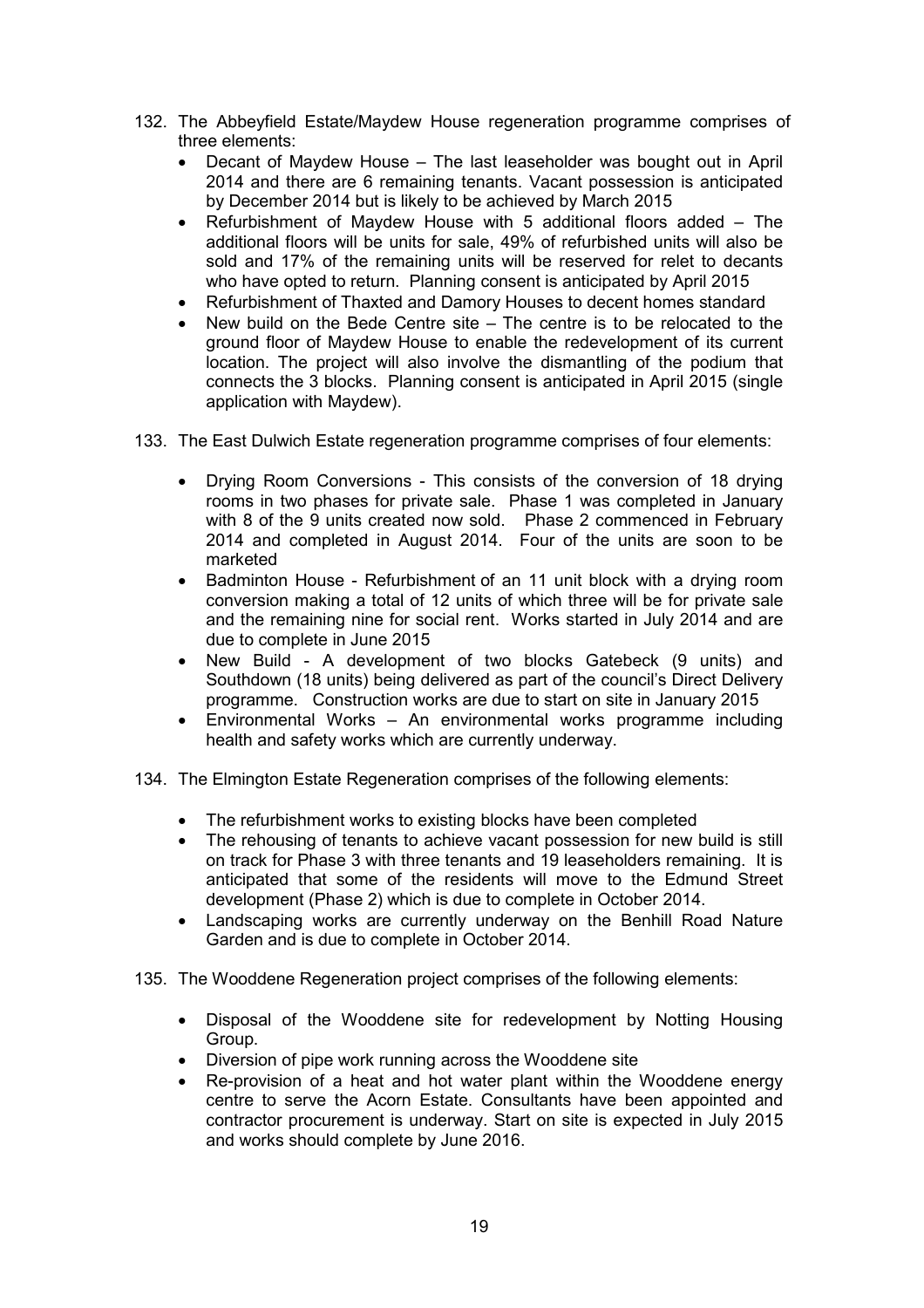132. The Abbeyfield Estate/Maydew House regeneration programme comprises of three elements:
    - Decant of Maydew House – The last leaseholder was bought out in April 2014 and there are 6 remaining tenants. Vacant possession is anticipated by December 2014 but is likely to be achieved by March 2015
    - Refurbishment of Maydew House with 5 additional floors added – The additional floors will be units for sale, 49% of refurbished units will also be sold and 17% of the remaining units will be reserved for relet to decants who have opted to return. Planning consent is anticipated by April 2015
    - Refurbishment of Thaxted and Damory Houses to decent homes standard
    - New build on the Bede Centre site – The centre is to be relocated to the ground floor of Maydew House to enable the redevelopment of its current location. The project will also involve the dismantling of the podium that connects the 3 blocks. Planning consent is anticipated in April 2015 (single application with Maydew).

133. The East Dulwich Estate regeneration programme comprises of four elements:

    - Drying Room Conversions - This consists of the conversion of 18 drying rooms in two phases for private sale. Phase 1 was completed in January with 8 of the 9 units created now sold. Phase 2 commenced in February 2014 and completed in August 2014. Four of the units are soon to be marketed
    - Badminton House - Refurbishment of an 11 unit block with a drying room conversion making a total of 12 units of which three will be for private sale and the remaining nine for social rent. Works started in July 2014 and are due to complete in June 2015
    - New Build - A development of two blocks Gatebeck (9 units) and Southdown (18 units) being delivered as part of the council's Direct Delivery programme. Construction works are due to start on site in January 2015
    - Environmental Works – An environmental works programme including health and safety works which are currently underway.

134. The Elmington Estate Regeneration comprises of the following elements:

    - The refurbishment works to existing blocks have been completed
    - The rehousing of tenants to achieve vacant possession for new build is still on track for Phase 3 with three tenants and 19 leaseholders remaining. It is anticipated that some of the residents will move to the Edmund Street development (Phase 2) which is due to complete in October 2014.
    - Landscaping works are currently underway on the Benhill Road Nature Garden and is due to complete in October 2014.

135. The Wooddene Regeneration project comprises of the following elements:

    - Disposal of the Wooddene site for redevelopment by Notting Housing Group.
    - Diversion of pipe work running across the Wooddene site
    - Re-provision of a heat and hot water plant within the Wooddene energy centre to serve the Acorn Estate. Consultants have been appointed and contractor procurement is underway. Start on site is expected in July 2015 and works should complete by June 2016.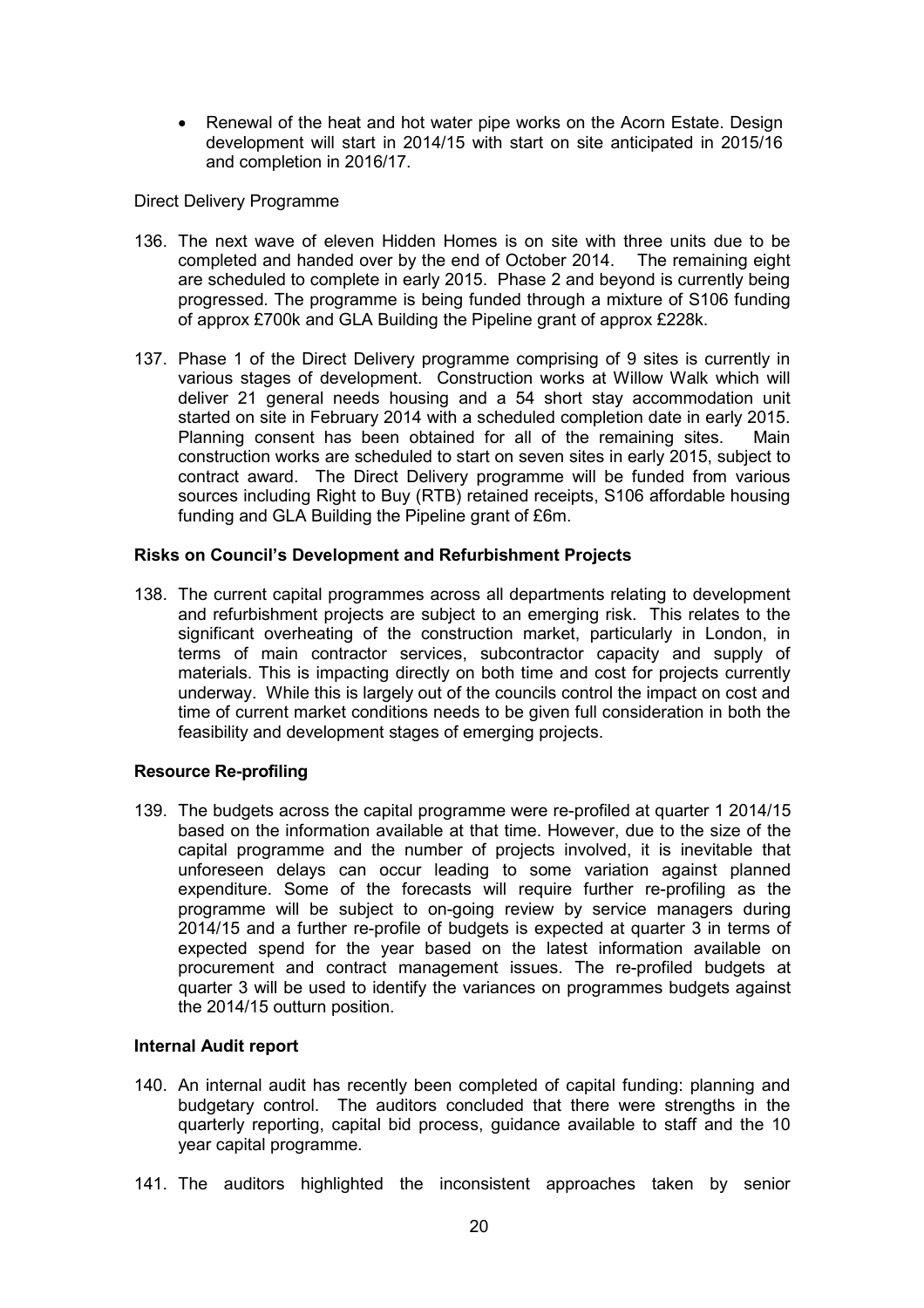- Renewal of the heat and hot water pipe works on the Acorn Estate. Design development will start in 2014/15 with start on site anticipated in 2015/16 and completion in 2016/17.

Direct Delivery Programme

136. The next wave of eleven Hidden Homes is on site with three units due to be completed and handed over by the end of October 2014. The remaining eight are scheduled to complete in early 2015. Phase 2 and beyond is currently being progressed. The programme is being funded through a mixture of S106 funding of approx £700k and GLA Building the Pipeline grant of approx £228k.

137. Phase 1 of the Direct Delivery programme comprising of 9 sites is currently in various stages of development. Construction works at Willow Walk which will deliver 21 general needs housing and a 54 short stay accommodation unit started on site in February 2014 with a scheduled completion date in early 2015. Planning consent has been obtained for all of the remaining sites. Main construction works are scheduled to start on seven sites in early 2015, subject to contract award. The Direct Delivery programme will be funded from various sources including Right to Buy (RTB) retained receipts, S106 affordable housing funding and GLA Building the Pipeline grant of £6m.

**Risks on Council's Development and Refurbishment Projects**

138. The current capital programmes across all departments relating to development and refurbishment projects are subject to an emerging risk. This relates to the significant overheating of the construction market, particularly in London, in terms of main contractor services, subcontractor capacity and supply of materials. This is impacting directly on both time and cost for projects currently underway. While this is largely out of the councils control the impact on cost and time of current market conditions needs to be given full consideration in both the feasibility and development stages of emerging projects.

**Resource Re-profiling**

139. The budgets across the capital programme were re-profiled at quarter 1 2014/15 based on the information available at that time. However, due to the size of the capital programme and the number of projects involved, it is inevitable that unforeseen delays can occur leading to some variation against planned expenditure. Some of the forecasts will require further re-profiling as the programme will be subject to on-going review by service managers during 2014/15 and a further re-profile of budgets is expected at quarter 3 in terms of expected spend for the year based on the latest information available on procurement and contract management issues. The re-profiled budgets at quarter 3 will be used to identify the variances on programmes budgets against the 2014/15 outturn position.

**Internal Audit report**

140. An internal audit has recently been completed of capital funding: planning and budgetary control. The auditors concluded that there were strengths in the quarterly reporting, capital bid process, guidance available to staff and the 10 year capital programme.

141. The auditors highlighted the inconsistent approaches taken by senior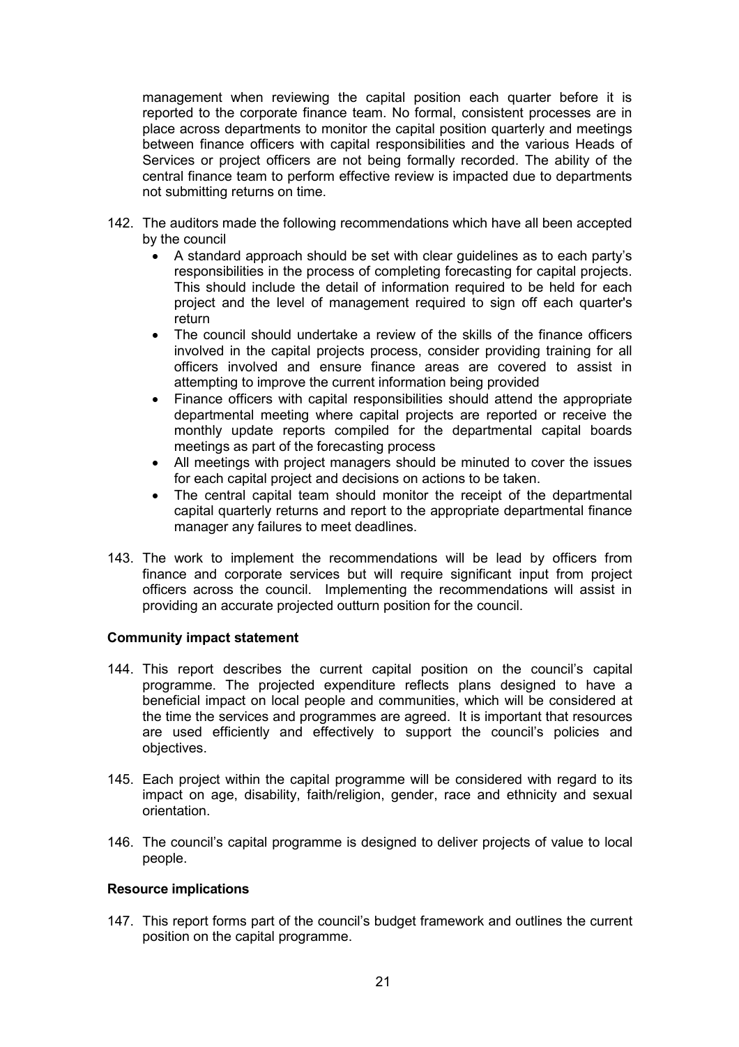management when reviewing the capital position each quarter before it is reported to the corporate finance team. No formal, consistent processes are in place across departments to monitor the capital position quarterly and meetings between finance officers with capital responsibilities and the various Heads of Services or project officers are not being formally recorded. The ability of the central finance team to perform effective review is impacted due to departments not submitting returns on time.

142. The auditors made the following recommendations which have all been accepted by the council
    - A standard approach should be set with clear guidelines as to each party's responsibilities in the process of completing forecasting for capital projects. This should include the detail of information required to be held for each project and the level of management required to sign off each quarter's return
    - The council should undertake a review of the skills of the finance officers involved in the capital projects process, consider providing training for all officers involved and ensure finance areas are covered to assist in attempting to improve the current information being provided
    - Finance officers with capital responsibilities should attend the appropriate departmental meeting where capital projects are reported or receive the monthly update reports compiled for the departmental capital boards meetings as part of the forecasting process
    - All meetings with project managers should be minuted to cover the issues for each capital project and decisions on actions to be taken.
    - The central capital team should monitor the receipt of the departmental capital quarterly returns and report to the appropriate departmental finance manager any failures to meet deadlines.

143. The work to implement the recommendations will be lead by officers from finance and corporate services but will require significant input from project officers across the council. Implementing the recommendations will assist in providing an accurate projected outturn position for the council.

**Community impact statement**

144. This report describes the current capital position on the council's capital programme. The projected expenditure reflects plans designed to have a beneficial impact on local people and communities, which will be considered at the time the services and programmes are agreed. It is important that resources are used efficiently and effectively to support the council's policies and objectives.

145. Each project within the capital programme will be considered with regard to its impact on age, disability, faith/religion, gender, race and ethnicity and sexual orientation.

146. The council's capital programme is designed to deliver projects of value to local people.

**Resource implications**

147. This report forms part of the council's budget framework and outlines the current position on the capital programme.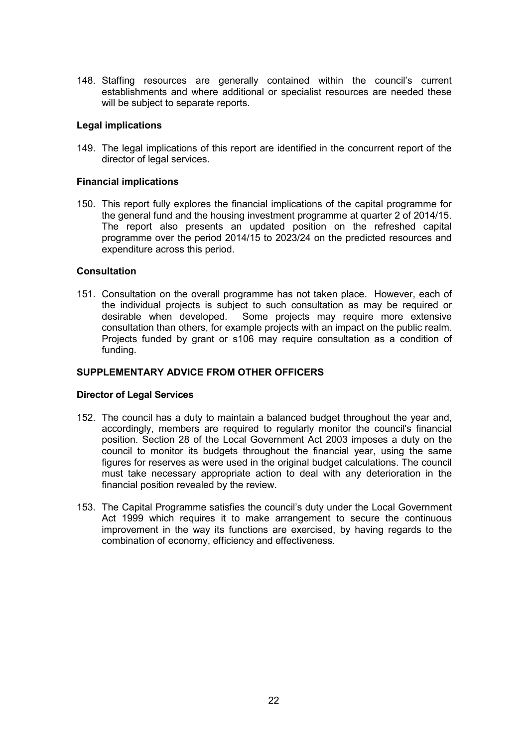148. Staffing resources are generally contained within the council's current establishments and where additional or specialist resources are needed these will be subject to separate reports.

**Legal implications**

149. The legal implications of this report are identified in the concurrent report of the director of legal services.

**Financial implications**

150. This report fully explores the financial implications of the capital programme for the general fund and the housing investment programme at quarter 2 of 2014/15. The report also presents an updated position on the refreshed capital programme over the period 2014/15 to 2023/24 on the predicted resources and expenditure across this period.

**Consultation**

151. Consultation on the overall programme has not taken place. However, each of the individual projects is subject to such consultation as may be required or desirable when developed. Some projects may require more extensive consultation than others, for example projects with an impact on the public realm. Projects funded by grant or s106 may require consultation as a condition of funding.

## SUPPLEMENTARY ADVICE FROM OTHER OFFICERS

**Director of Legal Services**

152. The council has a duty to maintain a balanced budget throughout the year and, accordingly, members are required to regularly monitor the council's financial position. Section 28 of the Local Government Act 2003 imposes a duty on the council to monitor its budgets throughout the financial year, using the same figures for reserves as were used in the original budget calculations. The council must take necessary appropriate action to deal with any deterioration in the financial position revealed by the review.

153. The Capital Programme satisfies the council's duty under the Local Government Act 1999 which requires it to make arrangement to secure the continuous improvement in the way its functions are exercised, by having regards to the combination of economy, efficiency and effectiveness.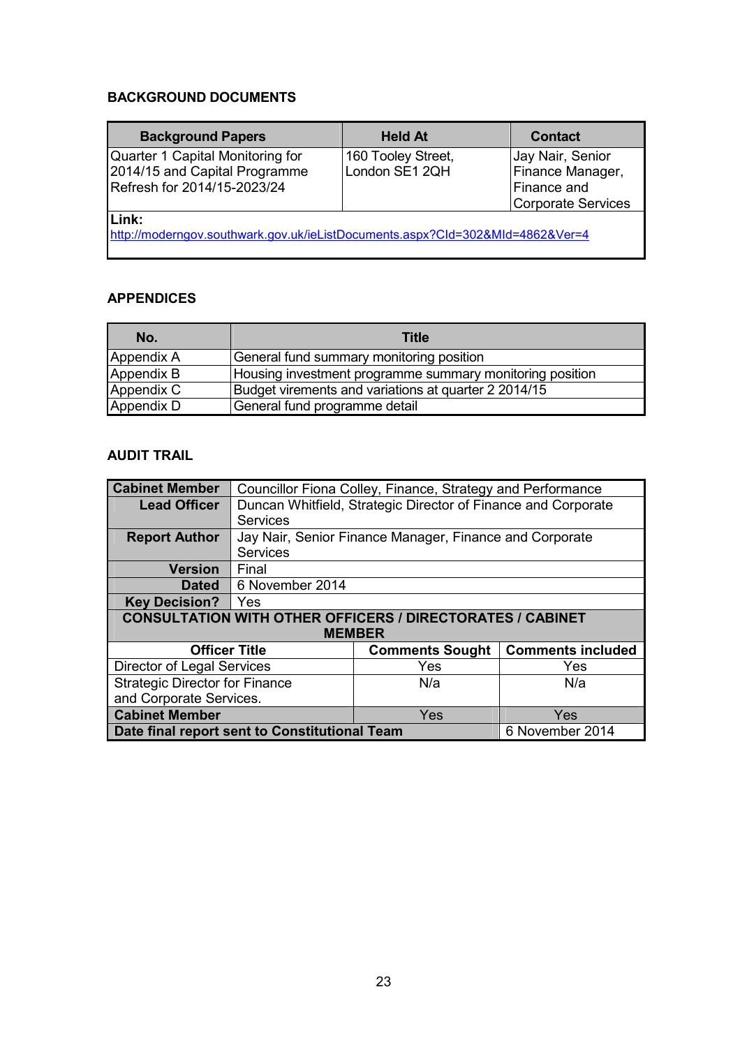## BACKGROUND DOCUMENTS

| Background Papers | Held At | Contact |
|---|---|---|
| Quarter 1 Capital Monitoring for 2014/15 and Capital Programme Refresh for 2014/15-2023/24 | 160 Tooley Street, London SE1 2QH | Jay Nair, Senior Finance Manager, Finance and Corporate Services |
| **Link:** http://moderngov.southwark.gov.uk/ieListDocuments.aspx?CId=302&MId=4862&Ver=4 | | |

## APPENDICES

| No. | Title |
|---|---|
| Appendix A | General fund summary monitoring position |
| Appendix B | Housing investment programme summary monitoring position |
| Appendix C | Budget virements and variations at quarter 2 2014/15 |
| Appendix D | General fund programme detail |

## AUDIT TRAIL

| | | |
|---|---|---|
| **Cabinet Member** | Councillor Fiona Colley, Finance, Strategy and Performance | |
| **Lead Officer** | Duncan Whitfield, Strategic Director of Finance and Corporate Services | |
| **Report Author** | Jay Nair, Senior Finance Manager, Finance and Corporate Services | |
| **Version** | Final | |
| **Dated** | 6 November 2014 | |
| **Key Decision?** | Yes | |
| **CONSULTATION WITH OTHER OFFICERS / DIRECTORATES / CABINET MEMBER** | | |
| **Officer Title** | **Comments Sought** | **Comments included** |
| Director of Legal Services | Yes | Yes |
| Strategic Director for Finance and Corporate Services. | N/a | N/a |
| **Cabinet Member** | Yes | Yes |
| **Date final report sent to Constitutional Team** | | 6 November 2014 |